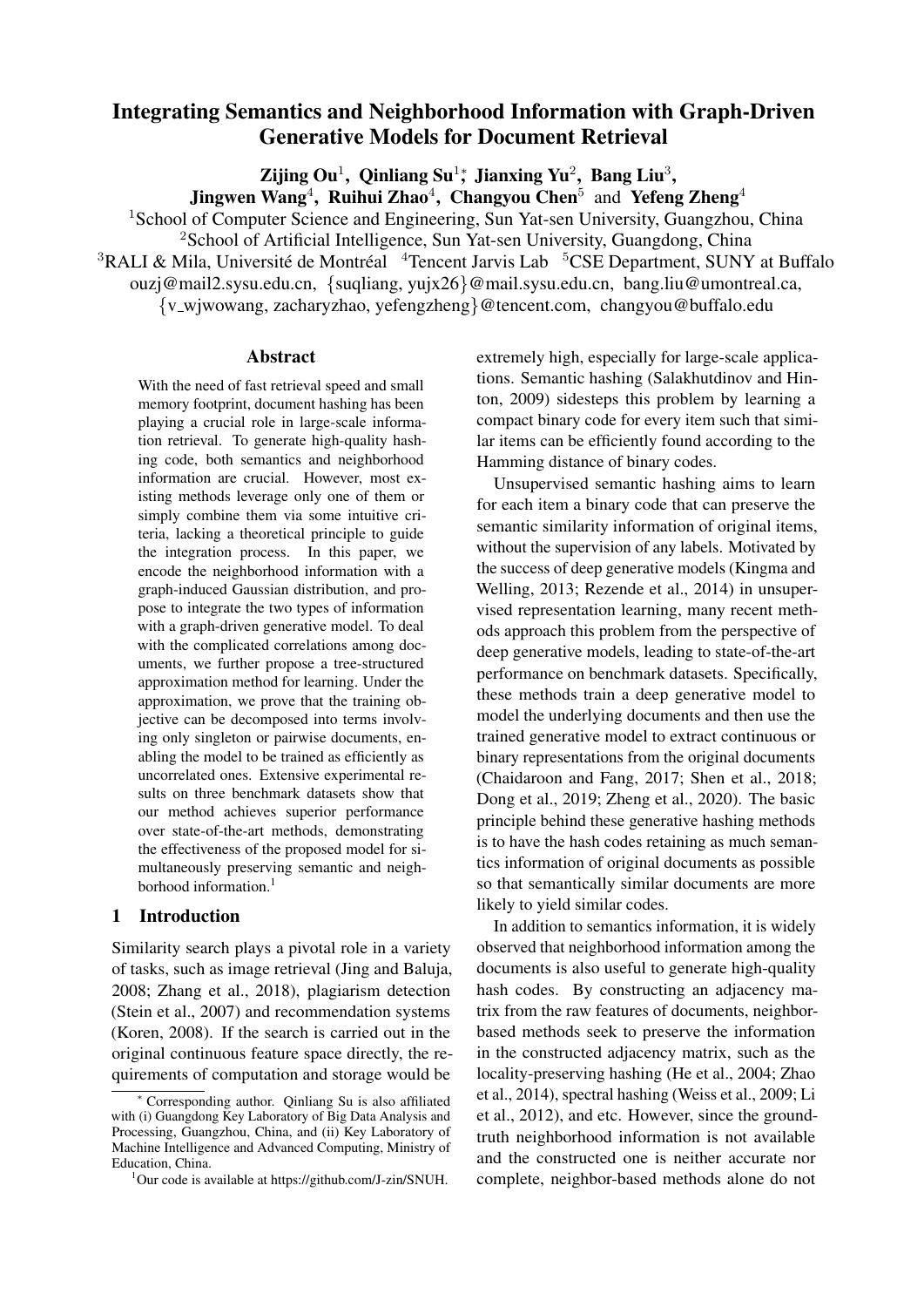# Integrating Semantics and Neighborhood Information with Graph-Driven Generative Models for Document Retrieval

**Zijing Ou**[1], **Qinliang Su**[1]*, **Jianxing Yu**[2], **Bang Liu**[3], **Jingwen Wang**[4], **Ruihui Zhao**[4], **Changyou Chen**[5] and **Yefeng Zheng**[4]

[1]School of Computer Science and Engineering, Sun Yat-sen University, Guangzhou, China
[2]School of Artificial Intelligence, Sun Yat-sen University, Guangdong, China
[3]RALI & Mila, Université de Montréal [4]Tencent Jarvis Lab [5]CSE Department, SUNY at Buffalo
ouzj@mail2.sysu.edu.cn, {suqliang, yujx26}@mail.sysu.edu.cn, bang.liu@umontreal.ca, {v_wjwowang, zacharyzhao, yefengzheng}@tencent.com, changyou@buffalo.edu

## Abstract

With the need of fast retrieval speed and small memory footprint, document hashing has been playing a crucial role in large-scale information retrieval. To generate high-quality hashing code, both semantics and neighborhood information are crucial. However, most existing methods leverage only one of them or simply combine them via some intuitive criteria, lacking a theoretical principle to guide the integration process. In this paper, we encode the neighborhood information with a graph-induced Gaussian distribution, and propose to integrate the two types of information with a graph-driven generative model. To deal with the complicated correlations among documents, we further propose a tree-structured approximation method for learning. Under the approximation, we prove that the training objective can be decomposed into terms involving only singleton or pairwise documents, enabling the model to be trained as efficiently as uncorrelated ones. Extensive experimental results on three benchmark datasets show that our method achieves superior performance over state-of-the-art methods, demonstrating the effectiveness of the proposed model for simultaneously preserving semantic and neighborhood information.[1]

## 1 Introduction

Similarity search plays a pivotal role in a variety of tasks, such as image retrieval (Jing and Baluja, 2008; Zhang et al., 2018), plagiarism detection (Stein et al., 2007) and recommendation systems (Koren, 2008). If the search is carried out in the original continuous feature space directly, the requirements of computation and storage would be extremely high, especially for large-scale applications. Semantic hashing (Salakhutdinov and Hinton, 2009) sidesteps this problem by learning a compact binary code for every item such that similar items can be efficiently found according to the Hamming distance of binary codes.

Unsupervised semantic hashing aims to learn for each item a binary code that can preserve the semantic similarity information of original items, without the supervision of any labels. Motivated by the success of deep generative models (Kingma and Welling, 2013; Rezende et al., 2014) in unsupervised representation learning, many recent methods approach this problem from the perspective of deep generative models, leading to state-of-the-art performance on benchmark datasets. Specifically, these methods train a deep generative model to model the underlying documents and then use the trained generative model to extract continuous or binary representations from the original documents (Chaidaroon and Fang, 2017; Shen et al., 2018; Dong et al., 2019; Zheng et al., 2020). The basic principle behind these generative hashing methods is to have the hash codes retaining as much semantics information of original documents as possible so that semantically similar documents are more likely to yield similar codes.

In addition to semantics information, it is widely observed that neighborhood information among the documents is also useful to generate high-quality hash codes. By constructing an adjacency matrix from the raw features of documents, neighbor-based methods seek to preserve the information in the constructed adjacency matrix, such as the locality-preserving hashing (He et al., 2004; Zhao et al., 2014), spectral hashing (Weiss et al., 2009; Li et al., 2012), and etc. However, since the ground-truth neighborhood information is not available and the constructed one is neither accurate nor complete, neighbor-based methods alone do not

---

* Corresponding author. Qinliang Su is also affiliated with (i) Guangdong Key Laboratory of Big Data Analysis and Processing, Guangzhou, China, and (ii) Key Laboratory of Machine Intelligence and Advanced Computing, Ministry of Education, China.

[1]Our code is available at https://github.com/J-zin/SNUH.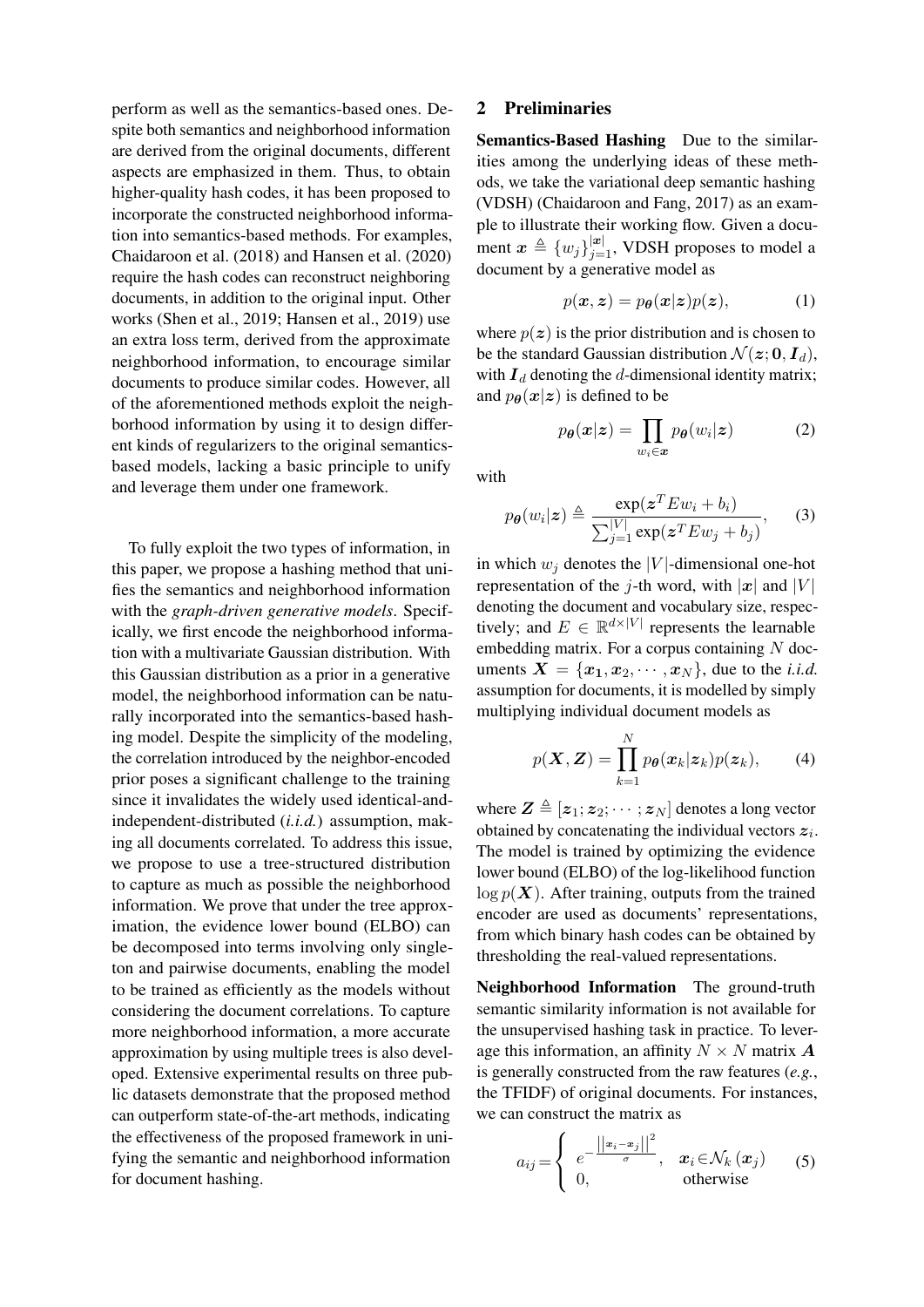perform as well as the semantics-based ones. Despite both semantics and neighborhood information are derived from the original documents, different aspects are emphasized in them. Thus, to obtain higher-quality hash codes, it has been proposed to incorporate the constructed neighborhood information into semantics-based methods. For examples, Chaidaroon et al. (2018) and Hansen et al. (2020) require the hash codes can reconstruct neighboring documents, in addition to the original input. Other works (Shen et al., 2019; Hansen et al., 2019) use an extra loss term, derived from the approximate neighborhood information, to encourage similar documents to produce similar codes. However, all of the aforementioned methods exploit the neighborhood information by using it to design different kinds of regularizers to the original semantics-based models, lacking a basic principle to unify and leverage them under one framework.

To fully exploit the two types of information, in this paper, we propose a hashing method that unifies the semantics and neighborhood information with the *graph-driven generative models*. Specifically, we first encode the neighborhood information with a multivariate Gaussian distribution. With this Gaussian distribution as a prior in a generative model, the neighborhood information can be naturally incorporated into the semantics-based hashing model. Despite the simplicity of the modeling, the correlation introduced by the neighbor-encoded prior poses a significant challenge to the training since it invalidates the widely used identical-and-independent-distributed (*i.i.d.*) assumption, making all documents correlated. To address this issue, we propose to use a tree-structured distribution to capture as much as possible the neighborhood information. We prove that under the tree approximation, the evidence lower bound (ELBO) can be decomposed into terms involving only singleton and pairwise documents, enabling the model to be trained as efficiently as the models without considering the document correlations. To capture more neighborhood information, a more accurate approximation by using multiple trees is also developed. Extensive experimental results on three public datasets demonstrate that the proposed method can outperform state-of-the-art methods, indicating the effectiveness of the proposed framework in unifying the semantic and neighborhood information for document hashing.

## 2 Preliminaries

**Semantics-Based Hashing** Due to the similarities among the underlying ideas of these methods, we take the variational deep semantic hashing (VDSH) (Chaidaroon and Fang, 2017) as an example to illustrate their working flow. Given a document $\boldsymbol{x} \triangleq \{w_j\}_{j=1}^{|\boldsymbol{x}|}$, VDSH proposes to model a document by a generative model as

$$p(\boldsymbol{x}, \boldsymbol{z}) = p_{\boldsymbol{\theta}}(\boldsymbol{x}|\boldsymbol{z})p(\boldsymbol{z}), \tag{1}$$

where $p(\boldsymbol{z})$ is the prior distribution and is chosen to be the standard Gaussian distribution $\mathcal{N}(\boldsymbol{z}; \boldsymbol{0}, \boldsymbol{I}_d)$, with $\boldsymbol{I}_d$ denoting the $d$-dimensional identity matrix; and $p_{\boldsymbol{\theta}}(\boldsymbol{x}|\boldsymbol{z})$ is defined to be

$$p_{\boldsymbol{\theta}}(\boldsymbol{x}|\boldsymbol{z}) = \prod_{w_i \in \boldsymbol{x}} p_{\boldsymbol{\theta}}(w_i|\boldsymbol{z}) \tag{2}$$

with

$$p_{\boldsymbol{\theta}}(w_i|\boldsymbol{z}) \triangleq \frac{\exp(\boldsymbol{z}^T E w_i + b_i)}{\sum_{j=1}^{|V|} \exp(\boldsymbol{z}^T E w_j + b_j)}, \tag{3}$$

in which $w_j$ denotes the $|V|$-dimensional one-hot representation of the $j$-th word, with $|\boldsymbol{x}|$ and $|V|$ denoting the document and vocabulary size, respectively; and $E \in \mathbb{R}^{d \times |V|}$ represents the learnable embedding matrix. For a corpus containing $N$ documents $\boldsymbol{X} = \{\boldsymbol{x_1}, \boldsymbol{x}_2, \cdots, \boldsymbol{x}_N\}$, due to the *i.i.d.* assumption for documents, it is modelled by simply multiplying individual document models as

$$p(\boldsymbol{X}, \boldsymbol{Z}) = \prod_{k=1}^{N} p_{\boldsymbol{\theta}}(\boldsymbol{x}_k|\boldsymbol{z}_k)p(\boldsymbol{z}_k), \tag{4}$$

where $\boldsymbol{Z} \triangleq [\boldsymbol{z}_1; \boldsymbol{z}_2; \cdots; \boldsymbol{z}_N]$ denotes a long vector obtained by concatenating the individual vectors $\boldsymbol{z}_i$. The model is trained by optimizing the evidence lower bound (ELBO) of the log-likelihood function $\log p(\boldsymbol{X})$. After training, outputs from the trained encoder are used as documents' representations, from which binary hash codes can be obtained by thresholding the real-valued representations.

**Neighborhood Information** The ground-truth semantic similarity information is not available for the unsupervised hashing task in practice. To leverage this information, an affinity $N \times N$ matrix $\boldsymbol{A}$ is generally constructed from the raw features (*e.g.*, the TFIDF) of original documents. For instances, we can construct the matrix as

$$a_{ij} = \begin{cases} e^{-\frac{\left\|\boldsymbol{x}_i - \boldsymbol{x}_j\right\|^2}{\sigma}}, & \boldsymbol{x}_i \in \mathcal{N}_k(\boldsymbol{x}_j) \\ 0, & \text{otherwise} \end{cases} \tag{5}$$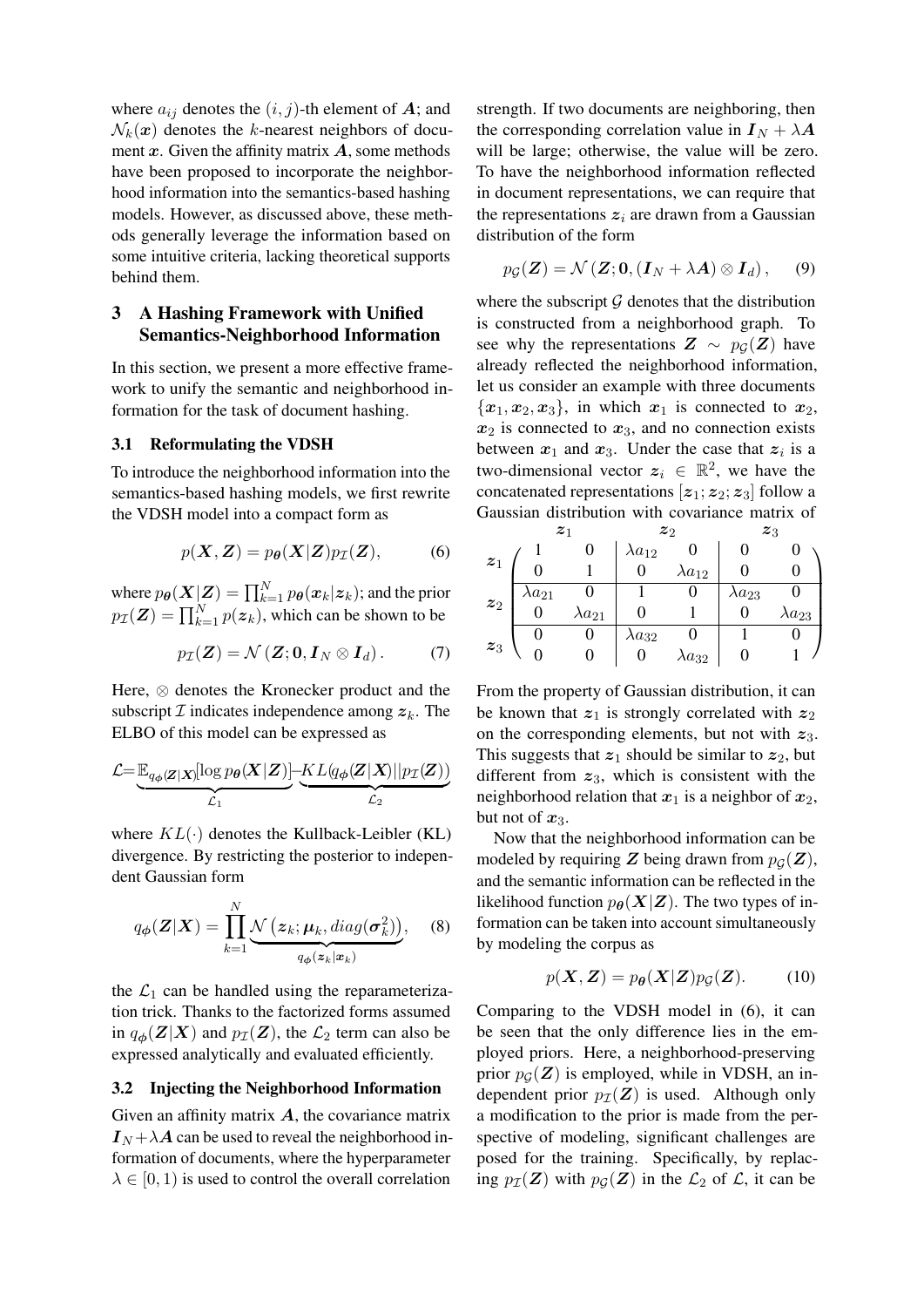where $a_{ij}$ denotes the $(i,j)$-th element of $\boldsymbol{A}$; and $\mathcal{N}_k(\boldsymbol{x})$ denotes the $k$-nearest neighbors of document $\boldsymbol{x}$. Given the affinity matrix $\boldsymbol{A}$, some methods have been proposed to incorporate the neighborhood information into the semantics-based hashing models. However, as discussed above, these methods generally leverage the information based on some intuitive criteria, lacking theoretical supports behind them.

## 3 A Hashing Framework with Unified Semantics-Neighborhood Information

In this section, we present a more effective framework to unify the semantic and neighborhood information for the task of document hashing.

### 3.1 Reformulating the VDSH

To introduce the neighborhood information into the semantics-based hashing models, we first rewrite the VDSH model into a compact form as

$$p(\boldsymbol{X}, \boldsymbol{Z}) = p_{\boldsymbol{\theta}}(\boldsymbol{X}|\boldsymbol{Z})p_{\mathcal{I}}(\boldsymbol{Z}), \tag{6}$$

where $p_{\boldsymbol{\theta}}(\boldsymbol{X}|\boldsymbol{Z}) = \prod_{k=1}^{N} p_{\boldsymbol{\theta}}(\boldsymbol{x}_k|\boldsymbol{z}_k)$; and the prior $p_{\mathcal{I}}(\boldsymbol{Z}) = \prod_{k=1}^{N} p(\boldsymbol{z}_k)$, which can be shown to be

$$p_{\mathcal{I}}(\boldsymbol{Z}) = \mathcal{N}\left(\boldsymbol{Z}; \boldsymbol{0}, \boldsymbol{I}_N \otimes \boldsymbol{I}_d\right). \tag{7}$$

Here, $\otimes$ denotes the Kronecker product and the subscript $\mathcal{I}$ indicates independence among $\boldsymbol{z}_k$. The ELBO of this model can be expressed as

$$\mathcal{L} = \underbrace{\mathbb{E}_{q_{\boldsymbol{\phi}}(\boldsymbol{Z}|\boldsymbol{X})}[\log p_{\boldsymbol{\theta}}(\boldsymbol{X}|\boldsymbol{Z})]}_{\mathcal{L}_1} - \underbrace{KL(q_{\boldsymbol{\phi}}(\boldsymbol{Z}|\boldsymbol{X})||p_{\mathcal{I}}(\boldsymbol{Z}))}_{\mathcal{L}_2}$$

where $KL(\cdot)$ denotes the Kullback-Leibler (KL) divergence. By restricting the posterior to independent Gaussian form

$$q_{\boldsymbol{\phi}}(\boldsymbol{Z}|\boldsymbol{X}) = \prod_{k=1}^{N} \underbrace{\mathcal{N}\left(\boldsymbol{z}_k; \boldsymbol{\mu}_k, diag(\boldsymbol{\sigma}_k^2)\right)}_{q_{\boldsymbol{\phi}}(\boldsymbol{z}_k|\boldsymbol{x}_k)}, \tag{8}$$

the $\mathcal{L}_1$ can be handled using the reparameterization trick. Thanks to the factorized forms assumed in $q_{\boldsymbol{\phi}}(\boldsymbol{Z}|\boldsymbol{X})$ and $p_{\mathcal{I}}(\boldsymbol{Z})$, the $\mathcal{L}_2$ term can also be expressed analytically and evaluated efficiently.

### 3.2 Injecting the Neighborhood Information

Given an affinity matrix $\boldsymbol{A}$, the covariance matrix $\boldsymbol{I}_N + \lambda\boldsymbol{A}$ can be used to reveal the neighborhood information of documents, where the hyperparameter $\lambda \in [0, 1)$ is used to control the overall correlation strength. If two documents are neighboring, then the corresponding correlation value in $\boldsymbol{I}_N + \lambda\boldsymbol{A}$ will be large; otherwise, the value will be zero. To have the neighborhood information reflected in document representations, we can require that the representations $\boldsymbol{z}_i$ are drawn from a Gaussian distribution of the form

$$p_{\mathcal{G}}(\boldsymbol{Z}) = \mathcal{N}\left(\boldsymbol{Z}; \boldsymbol{0}, (\boldsymbol{I}_N + \lambda\boldsymbol{A}) \otimes \boldsymbol{I}_d\right), \tag{9}$$

where the subscript $\mathcal{G}$ denotes that the distribution is constructed from a neighborhood graph. To see why the representations $\boldsymbol{Z} \sim p_{\mathcal{G}}(\boldsymbol{Z})$ have already reflected the neighborhood information, let us consider an example with three documents $\{\boldsymbol{x}_1, \boldsymbol{x}_2, \boldsymbol{x}_3\}$, in which $\boldsymbol{x}_1$ is connected to $\boldsymbol{x}_2$, $\boldsymbol{x}_2$ is connected to $\boldsymbol{x}_3$, and no connection exists between $\boldsymbol{x}_1$ and $\boldsymbol{x}_3$. Under the case that $\boldsymbol{z}_i$ is a two-dimensional vector $\boldsymbol{z}_i \in \mathbb{R}^2$, we have the concatenated representations $[\boldsymbol{z}_1; \boldsymbol{z}_2; \boldsymbol{z}_3]$ follow a Gaussian distribution with covariance matrix of

$$\begin{array}{c} \\ \boldsymbol{z}_1 \\ \\ \boldsymbol{z}_2 \\ \\ \boldsymbol{z}_3 \\ \\ \end{array}
\begin{array}{c} \quad\boldsymbol{z}_1 \qquad\qquad \boldsymbol{z}_2 \qquad\qquad \boldsymbol{z}_3 \\
\left(\begin{array}{cc|cc|cc}
1 & 0 & \lambda a_{12} & 0 & 0 & 0 \\
0 & 1 & 0 & \lambda a_{12} & 0 & 0 \\
\hline
\lambda a_{21} & 0 & 1 & 0 & \lambda a_{23} & 0 \\
0 & \lambda a_{21} & 0 & 1 & 0 & \lambda a_{23} \\
\hline
0 & 0 & \lambda a_{32} & 0 & 1 & 0 \\
0 & 0 & 0 & \lambda a_{32} & 0 & 1
\end{array}\right)
\end{array}$$

From the property of Gaussian distribution, it can be known that $\boldsymbol{z}_1$ is strongly correlated with $\boldsymbol{z}_2$ on the corresponding elements, but not with $\boldsymbol{z}_3$. This suggests that $\boldsymbol{z}_1$ should be similar to $\boldsymbol{z}_2$, but different from $\boldsymbol{z}_3$, which is consistent with the neighborhood relation that $\boldsymbol{x}_1$ is a neighbor of $\boldsymbol{x}_2$, but not of $\boldsymbol{x}_3$.

Now that the neighborhood information can be modeled by requiring $\boldsymbol{Z}$ being drawn from $p_{\mathcal{G}}(\boldsymbol{Z})$, and the semantic information can be reflected in the likelihood function $p_{\boldsymbol{\theta}}(\boldsymbol{X}|\boldsymbol{Z})$. The two types of information can be taken into account simultaneously by modeling the corpus as

$$p(\boldsymbol{X}, \boldsymbol{Z}) = p_{\boldsymbol{\theta}}(\boldsymbol{X}|\boldsymbol{Z})p_{\mathcal{G}}(\boldsymbol{Z}). \tag{10}$$

Comparing to the VDSH model in (6), it can be seen that the only difference lies in the employed priors. Here, a neighborhood-preserving prior $p_{\mathcal{G}}(\boldsymbol{Z})$ is employed, while in VDSH, an independent prior $p_{\mathcal{I}}(\boldsymbol{Z})$ is used. Although only a modification to the prior is made from the perspective of modeling, significant challenges are posed for the training. Specifically, by replacing $p_{\mathcal{I}}(\boldsymbol{Z})$ with $p_{\mathcal{G}}(\boldsymbol{Z})$ in the $\mathcal{L}_2$ of $\mathcal{L}$, it can be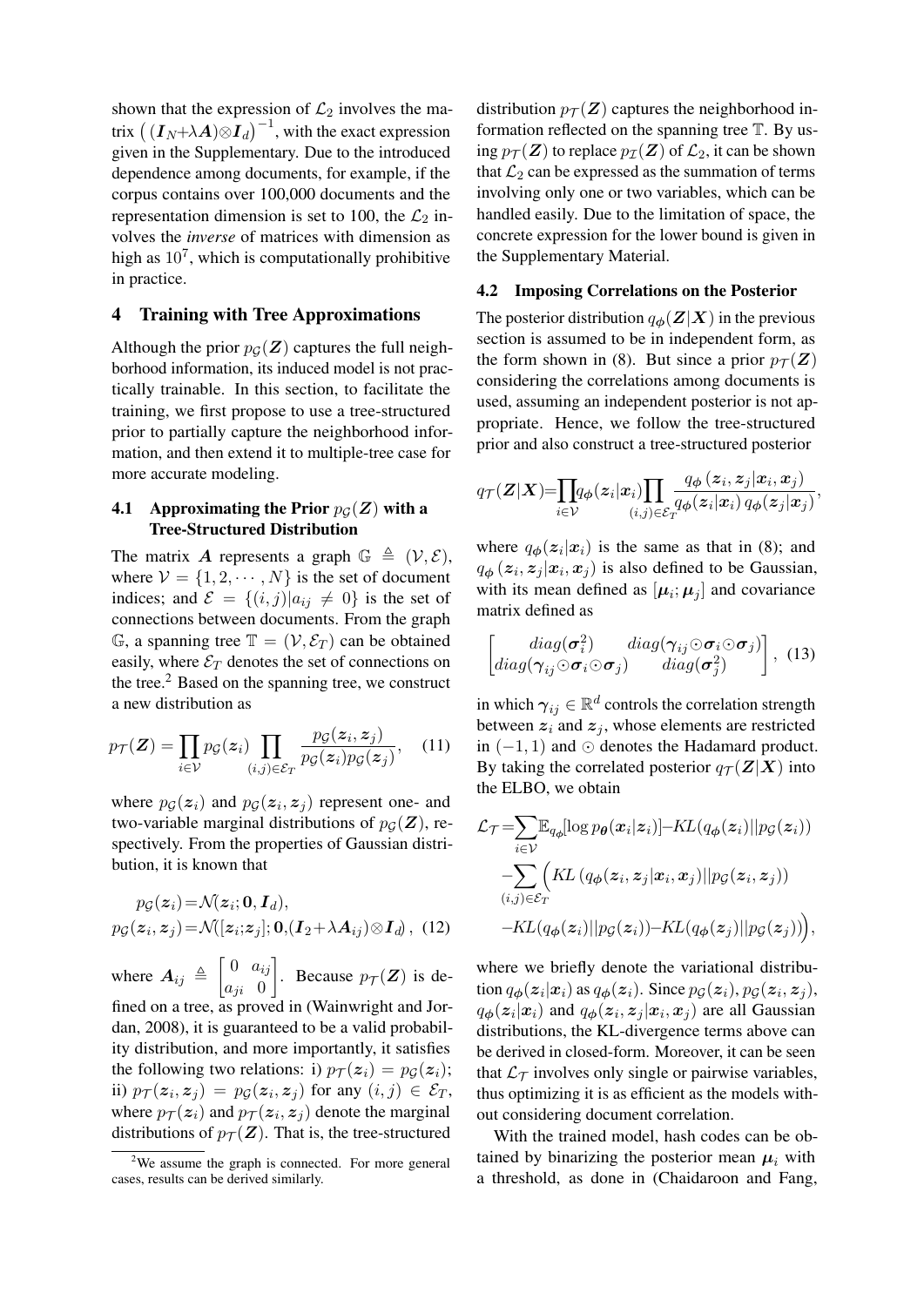shown that the expression of $\mathcal{L}_2$ involves the matrix $\left((\boldsymbol{I}_N+\lambda\boldsymbol{A})\otimes\boldsymbol{I}_d\right)^{-1}$, with the exact expression given in the Supplementary. Due to the introduced dependence among documents, for example, if the corpus contains over 100,000 documents and the representation dimension is set to 100, the $\mathcal{L}_2$ involves the *inverse* of matrices with dimension as high as $10^7$, which is computationally prohibitive in practice.

## 4 Training with Tree Approximations

Although the prior $p_{\mathcal{G}}(\boldsymbol{Z})$ captures the full neighborhood information, its induced model is not practically trainable. In this section, to facilitate the training, we first propose to use a tree-structured prior to partially capture the neighborhood information, and then extend it to multiple-tree case for more accurate modeling.

### 4.1 Approximating the Prior $p_{\mathcal{G}}(\boldsymbol{Z})$ with a Tree-Structured Distribution

The matrix $\boldsymbol{A}$ represents a graph $\mathbb{G} \triangleq (\mathcal{V}, \mathcal{E})$, where $\mathcal{V} = \{1, 2, \cdots, N\}$ is the set of document indices; and $\mathcal{E} = \{(i,j)|a_{ij} \neq 0\}$ is the set of connections between documents. From the graph $\mathbb{G}$, a spanning tree $\mathbb{T} = (\mathcal{V}, \mathcal{E}_T)$ can be obtained easily, where $\mathcal{E}_T$ denotes the set of connections on the tree.[2] Based on the spanning tree, we construct a new distribution as

$$p_{\mathcal{T}}(\boldsymbol{Z}) = \prod_{i\in\mathcal{V}} p_{\mathcal{G}}(\boldsymbol{z}_i) \prod_{(i,j)\in\mathcal{E}_T} \frac{p_{\mathcal{G}}(\boldsymbol{z}_i, \boldsymbol{z}_j)}{p_{\mathcal{G}}(\boldsymbol{z}_i) p_{\mathcal{G}}(\boldsymbol{z}_j)}, \quad (11)$$

where $p_{\mathcal{G}}(\boldsymbol{z}_i)$ and $p_{\mathcal{G}}(\boldsymbol{z}_i, \boldsymbol{z}_j)$ represent one- and two-variable marginal distributions of $p_{\mathcal{G}}(\boldsymbol{Z})$, respectively. From the properties of Gaussian distribution, it is known that

$$\begin{aligned} p_{\mathcal{G}}(\boldsymbol{z}_i) &= \mathcal{N}(\boldsymbol{z}_i; \boldsymbol{0}, \boldsymbol{I}_d), \\ p_{\mathcal{G}}(\boldsymbol{z}_i, \boldsymbol{z}_j) &= \mathcal{N}([\boldsymbol{z}_i;\boldsymbol{z}_j]; \boldsymbol{0}, (\boldsymbol{I}_2+\lambda\boldsymbol{A}_{ij})\otimes\boldsymbol{I}_d), \quad (12) \end{aligned}$$

where $\boldsymbol{A}_{ij} \triangleq \begin{bmatrix} 0 & a_{ij} \\ a_{ji} & 0 \end{bmatrix}$. Because $p_{\mathcal{T}}(\boldsymbol{Z})$ is defined on a tree, as proved in (Wainwright and Jordan, 2008), it is guaranteed to be a valid probability distribution, and more importantly, it satisfies the following two relations: i) $p_{\mathcal{T}}(\boldsymbol{z}_i) = p_{\mathcal{G}}(\boldsymbol{z}_i)$; ii) $p_{\mathcal{T}}(\boldsymbol{z}_i, \boldsymbol{z}_j) = p_{\mathcal{G}}(\boldsymbol{z}_i, \boldsymbol{z}_j)$ for any $(i,j) \in \mathcal{E}_T$, where $p_{\mathcal{T}}(\boldsymbol{z}_i)$ and $p_{\mathcal{T}}(\boldsymbol{z}_i, \boldsymbol{z}_j)$ denote the marginal distributions of $p_{\mathcal{T}}(\boldsymbol{Z})$. That is, the tree-structured distribution $p_{\mathcal{T}}(\boldsymbol{Z})$ captures the neighborhood information reflected on the spanning tree $\mathbb{T}$. By using $p_{\mathcal{T}}(\boldsymbol{Z})$ to replace $p_{\mathcal{I}}(\boldsymbol{Z})$ of $\mathcal{L}_2$, it can be shown that $\mathcal{L}_2$ can be expressed as the summation of terms involving only one or two variables, which can be handled easily. Due to the limitation of space, the concrete expression for the lower bound is given in the Supplementary Material.

[2] We assume the graph is connected. For more general cases, results can be derived similarly.

### 4.2 Imposing Correlations on the Posterior

The posterior distribution $q_{\boldsymbol{\phi}}(\boldsymbol{Z}|\boldsymbol{X})$ in the previous section is assumed to be in independent form, as the form shown in (8). But since a prior $p_{\mathcal{T}}(\boldsymbol{Z})$ considering the correlations among documents is used, assuming an independent posterior is not appropriate. Hence, we follow the tree-structured prior and also construct a tree-structured posterior

$$q_{\mathcal{T}}(\boldsymbol{Z}|\boldsymbol{X}) = \prod_{i\in\mathcal{V}} q_{\boldsymbol{\phi}}(\boldsymbol{z}_i|\boldsymbol{x}_i) \prod_{(i,j)\in\mathcal{E}_T} \frac{q_{\boldsymbol{\phi}}(\boldsymbol{z}_i, \boldsymbol{z}_j|\boldsymbol{x}_i, \boldsymbol{x}_j)}{q_{\boldsymbol{\phi}}(\boldsymbol{z}_i|\boldsymbol{x}_i)\, q_{\boldsymbol{\phi}}(\boldsymbol{z}_j|\boldsymbol{x}_j)},$$

where $q_{\boldsymbol{\phi}}(\boldsymbol{z}_i|\boldsymbol{x}_i)$ is the same as that in (8); and $q_{\boldsymbol{\phi}}(\boldsymbol{z}_i, \boldsymbol{z}_j|\boldsymbol{x}_i, \boldsymbol{x}_j)$ is also defined to be Gaussian, with its mean defined as $[\boldsymbol{\mu}_i; \boldsymbol{\mu}_j]$ and covariance matrix defined as

$$\begin{bmatrix} diag(\boldsymbol{\sigma}_i^2) & diag(\boldsymbol{\gamma}_{ij}\odot\boldsymbol{\sigma}_i\odot\boldsymbol{\sigma}_j) \\ diag(\boldsymbol{\gamma}_{ij}\odot\boldsymbol{\sigma}_i\odot\boldsymbol{\sigma}_j) & diag(\boldsymbol{\sigma}_j^2) \end{bmatrix}, \quad (13)$$

in which $\boldsymbol{\gamma}_{ij} \in \mathbb{R}^d$ controls the correlation strength between $\boldsymbol{z}_i$ and $\boldsymbol{z}_j$, whose elements are restricted in $(-1, 1)$ and $\odot$ denotes the Hadamard product. By taking the correlated posterior $q_{\mathcal{T}}(\boldsymbol{Z}|\boldsymbol{X})$ into the ELBO, we obtain

$$\begin{aligned} \mathcal{L}_{\mathcal{T}} = &\sum_{i\in\mathcal{V}} \mathbb{E}_{q_{\boldsymbol{\phi}}}[\log p_{\boldsymbol{\theta}}(\boldsymbol{x}_i|\boldsymbol{z}_i)] - KL(q_{\boldsymbol{\phi}}(\boldsymbol{z}_i)||p_{\mathcal{G}}(\boldsymbol{z}_i)) \\ &- \sum_{(i,j)\in\mathcal{E}_T} \Big( KL\left(q_{\boldsymbol{\phi}}(\boldsymbol{z}_i, \boldsymbol{z}_j|\boldsymbol{x}_i, \boldsymbol{x}_j)||p_{\mathcal{G}}(\boldsymbol{z}_i, \boldsymbol{z}_j)\right) \\ &- KL(q_{\boldsymbol{\phi}}(\boldsymbol{z}_i)||p_{\mathcal{G}}(\boldsymbol{z}_i)) - KL(q_{\boldsymbol{\phi}}(\boldsymbol{z}_j)||p_{\mathcal{G}}(\boldsymbol{z}_j)) \Big), \end{aligned}$$

where we briefly denote the variational distribution $q_{\boldsymbol{\phi}}(\boldsymbol{z}_i|\boldsymbol{x}_i)$ as $q_{\boldsymbol{\phi}}(\boldsymbol{z}_i)$. Since $p_{\mathcal{G}}(\boldsymbol{z}_i)$, $p_{\mathcal{G}}(\boldsymbol{z}_i, \boldsymbol{z}_j)$, $q_{\boldsymbol{\phi}}(\boldsymbol{z}_i|\boldsymbol{x}_i)$ and $q_{\boldsymbol{\phi}}(\boldsymbol{z}_i, \boldsymbol{z}_j|\boldsymbol{x}_i, \boldsymbol{x}_j)$ are all Gaussian distributions, the KL-divergence terms above can be derived in closed-form. Moreover, it can be seen that $\mathcal{L}_{\mathcal{T}}$ involves only single or pairwise variables, thus optimizing it is as efficient as the models without considering document correlation.

With the trained model, hash codes can be obtained by binarizing the posterior mean $\boldsymbol{\mu}_i$ with a threshold, as done in (Chaidaroon and Fang,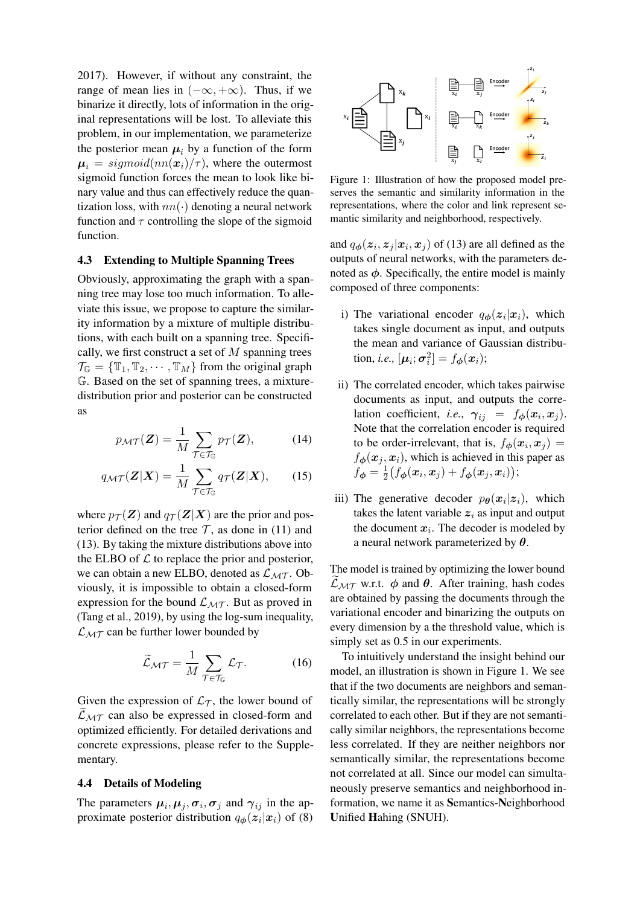2017). However, if without any constraint, the range of mean lies in $(-\infty, +\infty)$. Thus, if we binarize it directly, lots of information in the original representations will be lost. To alleviate this problem, in our implementation, we parameterize the posterior mean $\boldsymbol{\mu}_i$ by a function of the form $\boldsymbol{\mu}_i = sigmoid(nn(\boldsymbol{x}_i)/\tau)$, where the outermost sigmoid function forces the mean to look like binary value and thus can effectively reduce the quantization loss, with $nn(\cdot)$ denoting a neural network function and $\tau$ controlling the slope of the sigmoid function.

### 4.3 Extending to Multiple Spanning Trees

Obviously, approximating the graph with a spanning tree may lose too much information. To alleviate this issue, we propose to capture the similarity information by a mixture of multiple distributions, with each built on a spanning tree. Specifically, we first construct a set of $M$ spanning trees $\mathcal{T}_{\mathbb{G}} = \{\mathbb{T}_1, \mathbb{T}_2, \cdots, \mathbb{T}_M\}$ from the original graph $\mathbb{G}$. Based on the set of spanning trees, a mixture-distribution prior and posterior can be constructed as

$$p_{\mathcal{MT}}(\boldsymbol{Z}) = \frac{1}{M} \sum_{\mathcal{T} \in \mathcal{T}_{\mathbb{G}}} p_{\mathcal{T}}(\boldsymbol{Z}), \tag{14}$$

$$q_{\mathcal{MT}}(\boldsymbol{Z}|\boldsymbol{X}) = \frac{1}{M} \sum_{\mathcal{T} \in \mathcal{T}_{\mathbb{G}}} q_{\mathcal{T}}(\boldsymbol{Z}|\boldsymbol{X}), \tag{15}$$

where $p_{\mathcal{T}}(\boldsymbol{Z})$ and $q_{\mathcal{T}}(\boldsymbol{Z}|\boldsymbol{X})$ are the prior and posterior defined on the tree $\mathcal{T}$, as done in (11) and (13). By taking the mixture distributions above into the ELBO of $\mathcal{L}$ to replace the prior and posterior, we can obtain a new ELBO, denoted as $\mathcal{L}_{\mathcal{MT}}$. Obviously, it is impossible to obtain a closed-form expression for the bound $\mathcal{L}_{\mathcal{MT}}$. But as proved in (Tang et al., 2019), by using the log-sum inequality, $\mathcal{L}_{\mathcal{MT}}$ can be further lower bounded by

$$\widetilde{\mathcal{L}}_{\mathcal{MT}} = \frac{1}{M} \sum_{\mathcal{T} \in \mathcal{T}_{\mathbb{G}}} \mathcal{L}_{\mathcal{T}}. \tag{16}$$

Given the expression of $\mathcal{L}_{\mathcal{T}}$, the lower bound of $\widetilde{\mathcal{L}}_{\mathcal{MT}}$ can also be expressed in closed-form and optimized efficiently. For detailed derivations and concrete expressions, please refer to the Supplementary.

### 4.4 Details of Modeling

The parameters $\boldsymbol{\mu}_i, \boldsymbol{\mu}_j, \boldsymbol{\sigma}_i, \boldsymbol{\sigma}_j$ and $\boldsymbol{\gamma}_{ij}$ in the approximate posterior distribution $q_{\boldsymbol{\phi}}(\boldsymbol{z}_i|\boldsymbol{x}_i)$ of (8) and $q_{\boldsymbol{\phi}}(\boldsymbol{z}_i, \boldsymbol{z}_j|\boldsymbol{x}_i, \boldsymbol{x}_j)$ of (13) are all defined as the outputs of neural networks, with the parameters denoted as $\boldsymbol{\phi}$. Specifically, the entire model is mainly composed of three components:

i) The variational encoder $q_{\boldsymbol{\phi}}(\boldsymbol{z}_i|\boldsymbol{x}_i)$, which takes single document as input, and outputs the mean and variance of Gaussian distribution, *i.e.*, $[\boldsymbol{\mu}_i; \boldsymbol{\sigma}_i^2] = f_{\boldsymbol{\phi}}(\boldsymbol{x}_i)$;

ii) The correlated encoder, which takes pairwise documents as input, and outputs the correlation coefficient, *i.e.*, $\boldsymbol{\gamma}_{ij} = f_{\boldsymbol{\phi}}(\boldsymbol{x}_i, \boldsymbol{x}_j)$. Note that the correlation encoder is required to be order-irrelevant, that is, $f_{\boldsymbol{\phi}}(\boldsymbol{x}_i, \boldsymbol{x}_j) = f_{\boldsymbol{\phi}}(\boldsymbol{x}_j, \boldsymbol{x}_i)$, which is achieved in this paper as $f_{\boldsymbol{\phi}} = \frac{1}{2}\big(f_{\boldsymbol{\phi}}(\boldsymbol{x}_i, \boldsymbol{x}_j) + f_{\boldsymbol{\phi}}(\boldsymbol{x}_j, \boldsymbol{x}_i)\big)$;

iii) The generative decoder $p_{\boldsymbol{\theta}}(\boldsymbol{x}_i|\boldsymbol{z}_i)$, which takes the latent variable $\boldsymbol{z}_i$ as input and output the document $\boldsymbol{x}_i$. The decoder is modeled by a neural network parameterized by $\boldsymbol{\theta}$.

The model is trained by optimizing the lower bound $\widetilde{\mathcal{L}}_{\mathcal{MT}}$ w.r.t. $\boldsymbol{\phi}$ and $\boldsymbol{\theta}$. After training, hash codes are obtained by passing the documents through the variational encoder and binarizing the outputs on every dimension by a the threshold value, which is simply set as 0.5 in our experiments.

To intuitively understand the insight behind our model, an illustration is shown in Figure 1. We see that if the two documents are neighbors and semantically similar, the representations will be strongly correlated to each other. But if they are not semantically similar neighbors, the representations become less correlated. If they are neither neighbors nor semantically similar, the representations become not correlated at all. Since our model can simultaneously preserve semantics and neighborhood information, we name it as **S**emantics-**N**eighborhood **U**nified **H**ahing (SNUH).

Figure 1: Illustration of how the proposed model preserves the semantic and similarity information in the representations, where the color and link represent semantic similarity and neighborhood, respectively.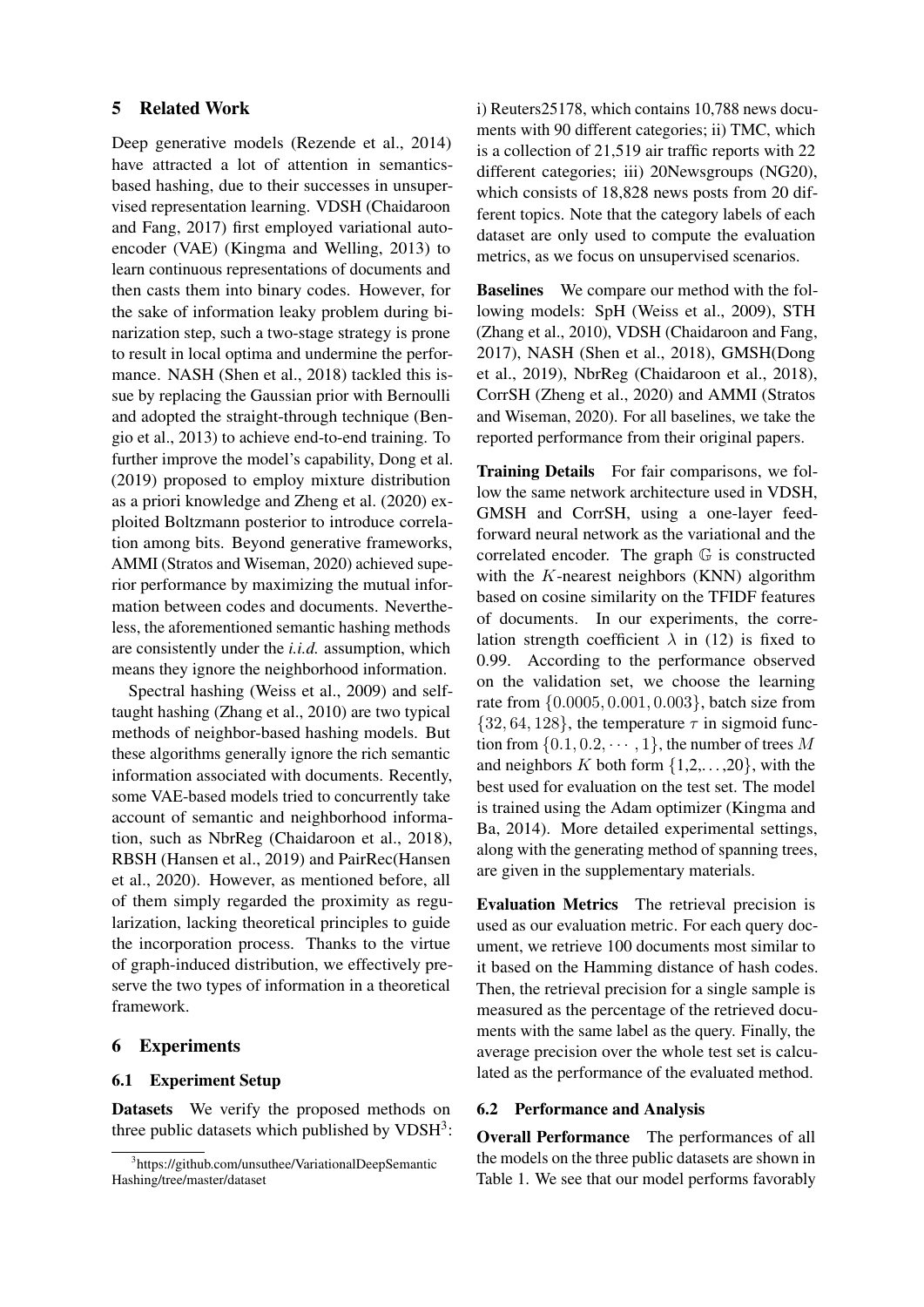## 5 Related Work

Deep generative models (Rezende et al., 2014) have attracted a lot of attention in semantics-based hashing, due to their successes in unsupervised representation learning. VDSH (Chaidaroon and Fang, 2017) first employed variational auto-encoder (VAE) (Kingma and Welling, 2013) to learn continuous representations of documents and then casts them into binary codes. However, for the sake of information leaky problem during binarization step, such a two-stage strategy is prone to result in local optima and undermine the performance. NASH (Shen et al., 2018) tackled this issue by replacing the Gaussian prior with Bernoulli and adopted the straight-through technique (Bengio et al., 2013) to achieve end-to-end training. To further improve the model's capability, Dong et al. (2019) proposed to employ mixture distribution as a priori knowledge and Zheng et al. (2020) exploited Boltzmann posterior to introduce correlation among bits. Beyond generative frameworks, AMMI (Stratos and Wiseman, 2020) achieved superior performance by maximizing the mutual information between codes and documents. Nevertheless, the aforementioned semantic hashing methods are consistently under the *i.i.d.* assumption, which means they ignore the neighborhood information.

Spectral hashing (Weiss et al., 2009) and self-taught hashing (Zhang et al., 2010) are two typical methods of neighbor-based hashing models. But these algorithms generally ignore the rich semantic information associated with documents. Recently, some VAE-based models tried to concurrently take account of semantic and neighborhood information, such as NbrReg (Chaidaroon et al., 2018), RBSH (Hansen et al., 2019) and PairRec(Hansen et al., 2020). However, as mentioned before, all of them simply regarded the proximity as regularization, lacking theoretical principles to guide the incorporation process. Thanks to the virtue of graph-induced distribution, we effectively preserve the two types of information in a theoretical framework.

## 6 Experiments

### 6.1 Experiment Setup

**Datasets** We verify the proposed methods on three public datasets which published by VDSH[3]: i) Reuters25178, which contains 10,788 news documents with 90 different categories; ii) TMC, which is a collection of 21,519 air traffic reports with 22 different categories; iii) 20Newsgroups (NG20), which consists of 18,828 news posts from 20 different topics. Note that the category labels of each dataset are only used to compute the evaluation metrics, as we focus on unsupervised scenarios.

**Baselines** We compare our method with the following models: SpH (Weiss et al., 2009), STH (Zhang et al., 2010), VDSH (Chaidaroon and Fang, 2017), NASH (Shen et al., 2018), GMSH(Dong et al., 2019), NbrReg (Chaidaroon et al., 2018), CorrSH (Zheng et al., 2020) and AMMI (Stratos and Wiseman, 2020). For all baselines, we take the reported performance from their original papers.

**Training Details** For fair comparisons, we follow the same network architecture used in VDSH, GMSH and CorrSH, using a one-layer feed-forward neural network as the variational and the correlated encoder. The graph $\mathbb{G}$ is constructed with the $K$-nearest neighbors (KNN) algorithm based on cosine similarity on the TFIDF features of documents. In our experiments, the correlation strength coefficient $\lambda$ in (12) is fixed to 0.99. According to the performance observed on the validation set, we choose the learning rate from $\{0.0005, 0.001, 0.003\}$, batch size from $\{32, 64, 128\}$, the temperature $\tau$ in sigmoid function from $\{0.1, 0.2, \cdots, 1\}$, the number of trees $M$ and neighbors $K$ both form {1,2,...,20}, with the best used for evaluation on the test set. The model is trained using the Adam optimizer (Kingma and Ba, 2014). More detailed experimental settings, along with the generating method of spanning trees, are given in the supplementary materials.

**Evaluation Metrics** The retrieval precision is used as our evaluation metric. For each query document, we retrieve 100 documents most similar to it based on the Hamming distance of hash codes. Then, the retrieval precision for a single sample is measured as the percentage of the retrieved documents with the same label as the query. Finally, the average precision over the whole test set is calculated as the performance of the evaluated method.

### 6.2 Performance and Analysis

**Overall Performance** The performances of all the models on the three public datasets are shown in Table 1. We see that our model performs favorably

[3] https://github.com/unsuthee/VariationalDeepSemanticHashing/tree/master/dataset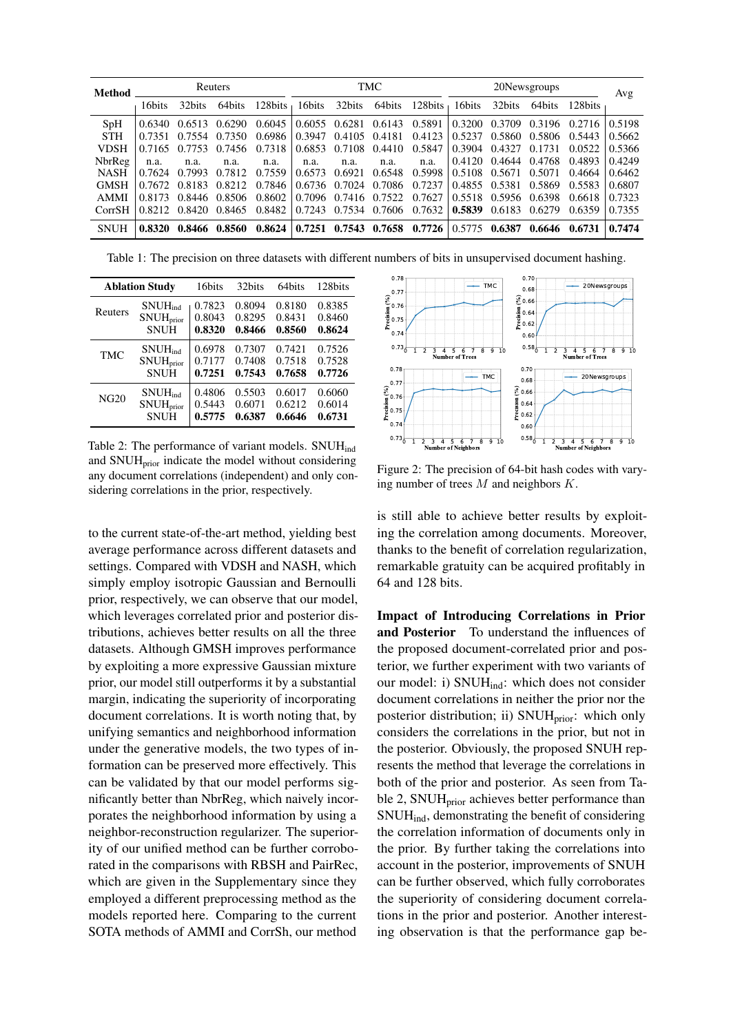| Method | Reuters | | | | TMC | | | | 20Newsgroups | | | | Avg |
|---|---|---|---|---|---|---|---|---|---|---|---|---|---|
| | 16bits | 32bits | 64bits | 128bits | 16bits | 32bits | 64bits | 128bits | 16bits | 32bits | 64bits | 128bits | |
| SpH | 0.6340 | 0.6513 | 0.6290 | 0.6045 | 0.6055 | 0.6281 | 0.6143 | 0.5891 | 0.3200 | 0.3709 | 0.3196 | 0.2716 | 0.5198 |
| STH | 0.7351 | 0.7554 | 0.7350 | 0.6986 | 0.3947 | 0.4105 | 0.4181 | 0.4123 | 0.5237 | 0.5860 | 0.5806 | 0.5443 | 0.5662 |
| VDSH | 0.7165 | 0.7753 | 0.7456 | 0.7318 | 0.6853 | 0.7108 | 0.4410 | 0.5847 | 0.3904 | 0.4327 | 0.1731 | 0.0522 | 0.5366 |
| NbrReg | n.a. | n.a. | n.a. | n.a. | n.a. | n.a. | n.a. | n.a. | 0.4120 | 0.4644 | 0.4768 | 0.4893 | 0.4249 |
| NASH | 0.7624 | 0.7993 | 0.7812 | 0.7559 | 0.6573 | 0.6921 | 0.6548 | 0.5998 | 0.5108 | 0.5671 | 0.5071 | 0.4664 | 0.6462 |
| GMSH | 0.7672 | 0.8183 | 0.8212 | 0.7846 | 0.6736 | 0.7024 | 0.7086 | 0.7237 | 0.4855 | 0.5381 | 0.5869 | 0.5583 | 0.6807 |
| AMMI | 0.8173 | 0.8446 | 0.8506 | 0.8602 | 0.7096 | 0.7416 | 0.7522 | 0.7627 | 0.5518 | 0.5956 | 0.6398 | 0.6618 | 0.7323 |
| CorrSH | 0.8212 | 0.8420 | 0.8465 | 0.8482 | 0.7243 | 0.7534 | 0.7606 | 0.7632 | **0.5839** | 0.6183 | 0.6279 | 0.6359 | 0.7355 |
| SNUH | **0.8320** | **0.8466** | **0.8560** | **0.8624** | **0.7251** | **0.7543** | **0.7658** | **0.7726** | 0.5775 | **0.6387** | **0.6646** | **0.6731** | **0.7474** |

Table 1: The precision on three datasets with different numbers of bits in unsupervised document hashing.

| Ablation Study | | 16bits | 32bits | 64bits | 128bits |
|---|---|---|---|---|---|
| Reuters | $\text{SNUH}_{\text{ind}}$ | 0.7823 | 0.8094 | 0.8180 | 0.8385 |
| | $\text{SNUH}_{\text{prior}}$ | 0.8043 | 0.8295 | 0.8431 | 0.8460 |
| | SNUH | **0.8320** | **0.8466** | **0.8560** | **0.8624** |
| TMC | $\text{SNUH}_{\text{ind}}$ | 0.6978 | 0.7307 | 0.7421 | 0.7526 |
| | $\text{SNUH}_{\text{prior}}$ | 0.7177 | 0.7408 | 0.7518 | 0.7528 |
| | SNUH | **0.7251** | **0.7543** | **0.7658** | **0.7726** |
| NG20 | $\text{SNUH}_{\text{ind}}$ | 0.4806 | 0.5503 | 0.6017 | 0.6060 |
| | $\text{SNUH}_{\text{prior}}$ | 0.5443 | 0.6071 | 0.6212 | 0.6014 |
| | SNUH | **0.5775** | **0.6387** | **0.6646** | **0.6731** |

Table 2: The performance of variant models. $\text{SNUH}_{\text{ind}}$ and $\text{SNUH}_{\text{prior}}$ indicate the model without considering any document correlations (independent) and only considering correlations in the prior, respectively.

Figure 2: The precision of 64-bit hash codes with varying number of trees $M$ and neighbors $K$.

to the current state-of-the-art method, yielding best average performance across different datasets and settings. Compared with VDSH and NASH, which simply employ isotropic Gaussian and Bernoulli prior, respectively, we can observe that our model, which leverages correlated prior and posterior distributions, achieves better results on all the three datasets. Although GMSH improves performance by exploiting a more expressive Gaussian mixture prior, our model still outperforms it by a substantial margin, indicating the superiority of incorporating document correlations. It is worth noting that, by unifying semantics and neighborhood information under the generative models, the two types of information can be preserved more effectively. This can be validated by that our model performs significantly better than NbrReg, which naively incorporates the neighborhood information by using a neighbor-reconstruction regularizer. The superiority of our unified method can be further corroborated in the comparisons with RBSH and PairRec, which are given in the Supplementary since they employed a different preprocessing method as the models reported here. Comparing to the current SOTA methods of AMMI and CorrSh, our method is still able to achieve better results by exploiting the correlation among documents. Moreover, thanks to the benefit of correlation regularization, remarkable gratuity can be acquired profitably in 64 and 128 bits.

**Impact of Introducing Correlations in Prior and Posterior** To understand the influences of the proposed document-correlated prior and posterior, we further experiment with two variants of our model: i) $\text{SNUH}_{\text{ind}}$: which does not consider document correlations in neither the prior nor the posterior distribution; ii) $\text{SNUH}_{\text{prior}}$: which only considers the correlations in the prior, but not in the posterior. Obviously, the proposed SNUH represents the method that leverage the correlations in both of the prior and posterior. As seen from Table 2, $\text{SNUH}_{\text{prior}}$ achieves better performance than $\text{SNUH}_{\text{ind}}$, demonstrating the benefit of considering the correlation information of documents only in the prior. By further taking the correlations into account in the posterior, improvements of SNUH can be further observed, which fully corroborates the superiority of considering document correlations in the prior and posterior. Another interesting observation is that the performance gap be-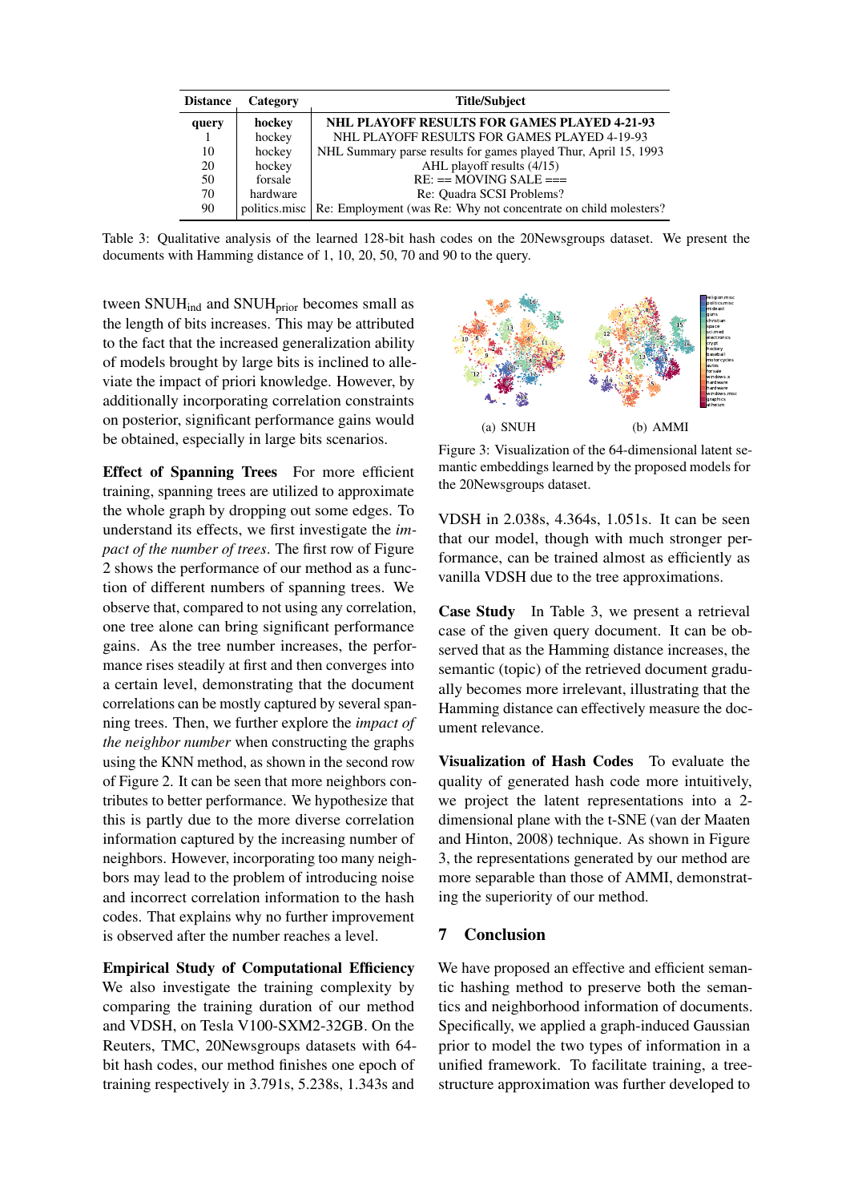| Distance | Category | Title/Subject |
|---|---|---|
| **query** | **hockey** | **NHL PLAYOFF RESULTS FOR GAMES PLAYED 4-21-93** |
| 1 | hockey | NHL PLAYOFF RESULTS FOR GAMES PLAYED 4-19-93 |
| 10 | hockey | NHL Summary parse results for games played Thur, April 15, 1993 |
| 20 | hockey | AHL playoff results (4/15) |
| 50 | forsale | RE: == MOVING SALE === |
| 70 | hardware | Re: Quadra SCSI Problems? |
| 90 | politics.misc | Re: Employment (was Re: Why not concentrate on child molesters? |

Table 3: Qualitative analysis of the learned 128-bit hash codes on the 20Newsgroups dataset. We present the documents with Hamming distance of 1, 10, 20, 50, 70 and 90 to the query.

tween $\text{SNUH}_{\text{ind}}$ and $\text{SNUH}_{\text{prior}}$ becomes small as the length of bits increases. This may be attributed to the fact that the increased generalization ability of models brought by large bits is inclined to alleviate the impact of priori knowledge. However, by additionally incorporating correlation constraints on posterior, significant performance gains would be obtained, especially in large bits scenarios.

**Effect of Spanning Trees** For more efficient training, spanning trees are utilized to approximate the whole graph by dropping out some edges. To understand its effects, we first investigate the *impact of the number of trees*. The first row of Figure 2 shows the performance of our method as a function of different numbers of spanning trees. We observe that, compared to not using any correlation, one tree alone can bring significant performance gains. As the tree number increases, the performance rises steadily at first and then converges into a certain level, demonstrating that the document correlations can be mostly captured by several spanning trees. Then, we further explore the *impact of the neighbor number* when constructing the graphs using the KNN method, as shown in the second row of Figure 2. It can be seen that more neighbors contributes to better performance. We hypothesize that this is partly due to the more diverse correlation information captured by the increasing number of neighbors. However, incorporating too many neighbors may lead to the problem of introducing noise and incorrect correlation information to the hash codes. That explains why no further improvement is observed after the number reaches a level.

**Empirical Study of Computational Efficiency** We also investigate the training complexity by comparing the training duration of our method and VDSH, on Tesla V100-SXM2-32GB. On the Reuters, TMC, 20Newsgroups datasets with 64-bit hash codes, our method finishes one epoch of training respectively in 3.791s, 5.238s, 1.343s and VDSH in 2.038s, 4.364s, 1.051s. It can be seen that our model, though with much stronger performance, can be trained almost as efficiently as vanilla VDSH due to the tree approximations.

(a) SNUH (b) AMMI

Figure 3: Visualization of the 64-dimensional latent semantic embeddings learned by the proposed models for the 20Newsgroups dataset.

**Case Study** In Table 3, we present a retrieval case of the given query document. It can be observed that as the Hamming distance increases, the semantic (topic) of the retrieved document gradually becomes more irrelevant, illustrating that the Hamming distance can effectively measure the document relevance.

**Visualization of Hash Codes** To evaluate the quality of generated hash code more intuitively, we project the latent representations into a 2-dimensional plane with the t-SNE (van der Maaten and Hinton, 2008) technique. As shown in Figure 3, the representations generated by our method are more separable than those of AMMI, demonstrating the superiority of our method.

## 7 Conclusion

We have proposed an effective and efficient semantic hashing method to preserve both the semantics and neighborhood information of documents. Specifically, we applied a graph-induced Gaussian prior to model the two types of information in a unified framework. To facilitate training, a tree-structure approximation was further developed to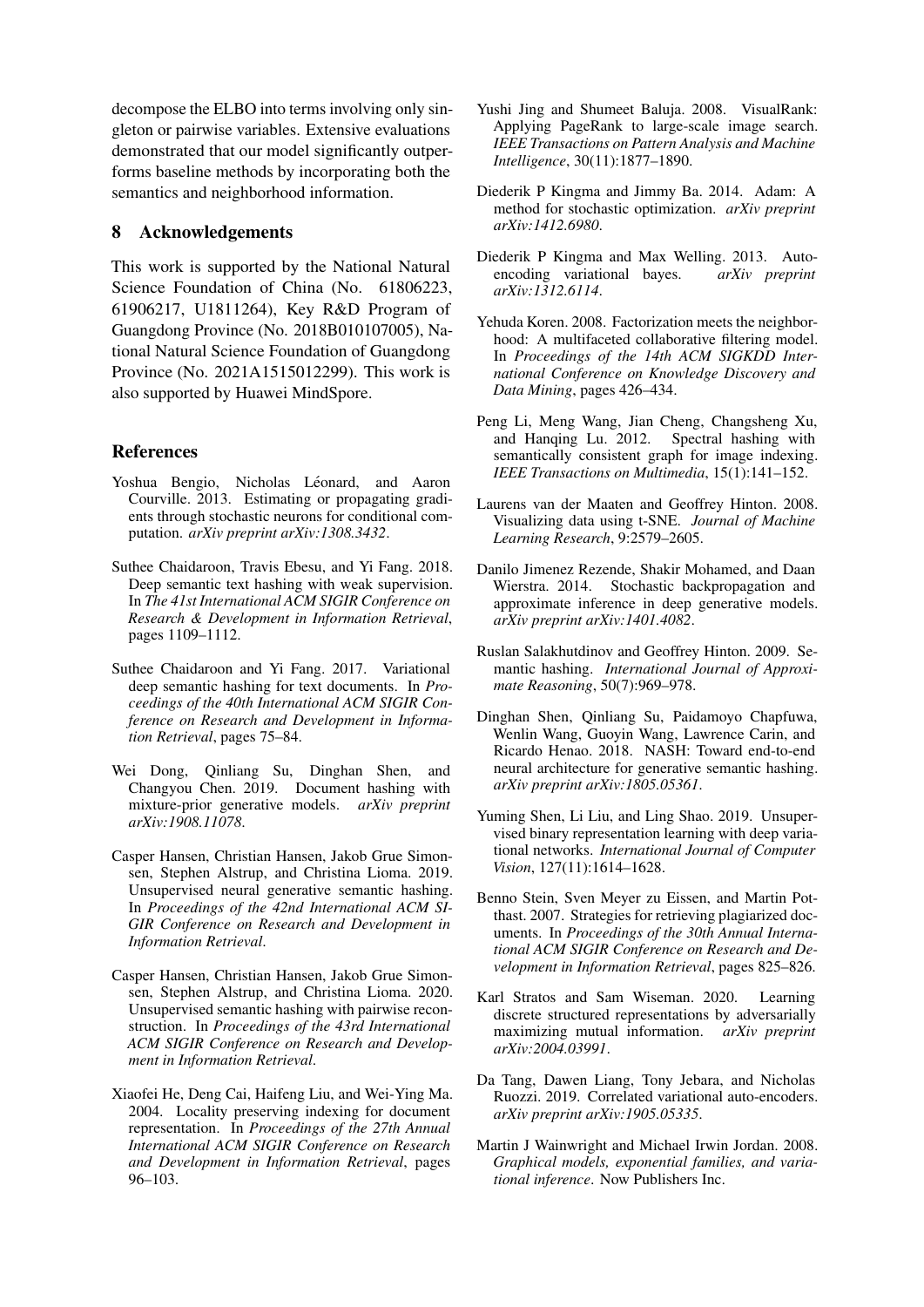decompose the ELBO into terms involving only singleton or pairwise variables. Extensive evaluations demonstrated that our model significantly outperforms baseline methods by incorporating both the semantics and neighborhood information.

## 8 Acknowledgements

This work is supported by the National Natural Science Foundation of China (No. 61806223, 61906217, U1811264), Key R&D Program of Guangdong Province (No. 2018B010107005), National Natural Science Foundation of Guangdong Province (No. 2021A1515012299). This work is also supported by Huawei MindSpore.

## References

Yoshua Bengio, Nicholas Léonard, and Aaron Courville. 2013. Estimating or propagating gradients through stochastic neurons for conditional computation. *arXiv preprint arXiv:1308.3432*.

Suthee Chaidaroon, Travis Ebesu, and Yi Fang. 2018. Deep semantic text hashing with weak supervision. In *The 41st International ACM SIGIR Conference on Research & Development in Information Retrieval*, pages 1109–1112.

Suthee Chaidaroon and Yi Fang. 2017. Variational deep semantic hashing for text documents. In *Proceedings of the 40th International ACM SIGIR Conference on Research and Development in Information Retrieval*, pages 75–84.

Wei Dong, Qinliang Su, Dinghan Shen, and Changyou Chen. 2019. Document hashing with mixture-prior generative models. *arXiv preprint arXiv:1908.11078*.

Casper Hansen, Christian Hansen, Jakob Grue Simonsen, Stephen Alstrup, and Christina Lioma. 2019. Unsupervised neural generative semantic hashing. In *Proceedings of the 42nd International ACM SIGIR Conference on Research and Development in Information Retrieval*.

Casper Hansen, Christian Hansen, Jakob Grue Simonsen, Stephen Alstrup, and Christina Lioma. 2020. Unsupervised semantic hashing with pairwise reconstruction. In *Proceedings of the 43rd International ACM SIGIR Conference on Research and Development in Information Retrieval*.

Xiaofei He, Deng Cai, Haifeng Liu, and Wei-Ying Ma. 2004. Locality preserving indexing for document representation. In *Proceedings of the 27th Annual International ACM SIGIR Conference on Research and Development in Information Retrieval*, pages 96–103.

Yushi Jing and Shumeet Baluja. 2008. VisualRank: Applying PageRank to large-scale image search. *IEEE Transactions on Pattern Analysis and Machine Intelligence*, 30(11):1877–1890.

Diederik P Kingma and Jimmy Ba. 2014. Adam: A method for stochastic optimization. *arXiv preprint arXiv:1412.6980*.

Diederik P Kingma and Max Welling. 2013. Auto-encoding variational bayes. *arXiv preprint arXiv:1312.6114*.

Yehuda Koren. 2008. Factorization meets the neighborhood: A multifaceted collaborative filtering model. In *Proceedings of the 14th ACM SIGKDD International Conference on Knowledge Discovery and Data Mining*, pages 426–434.

Peng Li, Meng Wang, Jian Cheng, Changsheng Xu, and Hanqing Lu. 2012. Spectral hashing with semantically consistent graph for image indexing. *IEEE Transactions on Multimedia*, 15(1):141–152.

Laurens van der Maaten and Geoffrey Hinton. 2008. Visualizing data using t-SNE. *Journal of Machine Learning Research*, 9:2579–2605.

Danilo Jimenez Rezende, Shakir Mohamed, and Daan Wierstra. 2014. Stochastic backpropagation and approximate inference in deep generative models. *arXiv preprint arXiv:1401.4082*.

Ruslan Salakhutdinov and Geoffrey Hinton. 2009. Semantic hashing. *International Journal of Approximate Reasoning*, 50(7):969–978.

Dinghan Shen, Qinliang Su, Paidamoyo Chapfuwa, Wenlin Wang, Guoyin Wang, Lawrence Carin, and Ricardo Henao. 2018. NASH: Toward end-to-end neural architecture for generative semantic hashing. *arXiv preprint arXiv:1805.05361*.

Yuming Shen, Li Liu, and Ling Shao. 2019. Unsupervised binary representation learning with deep variational networks. *International Journal of Computer Vision*, 127(11):1614–1628.

Benno Stein, Sven Meyer zu Eissen, and Martin Potthast. 2007. Strategies for retrieving plagiarized documents. In *Proceedings of the 30th Annual International ACM SIGIR Conference on Research and Development in Information Retrieval*, pages 825–826.

Karl Stratos and Sam Wiseman. 2020. Learning discrete structured representations by adversarially maximizing mutual information. *arXiv preprint arXiv:2004.03991*.

Da Tang, Dawen Liang, Tony Jebara, and Nicholas Ruozzi. 2019. Correlated variational auto-encoders. *arXiv preprint arXiv:1905.05335*.

Martin J Wainwright and Michael Irwin Jordan. 2008. *Graphical models, exponential families, and variational inference*. Now Publishers Inc.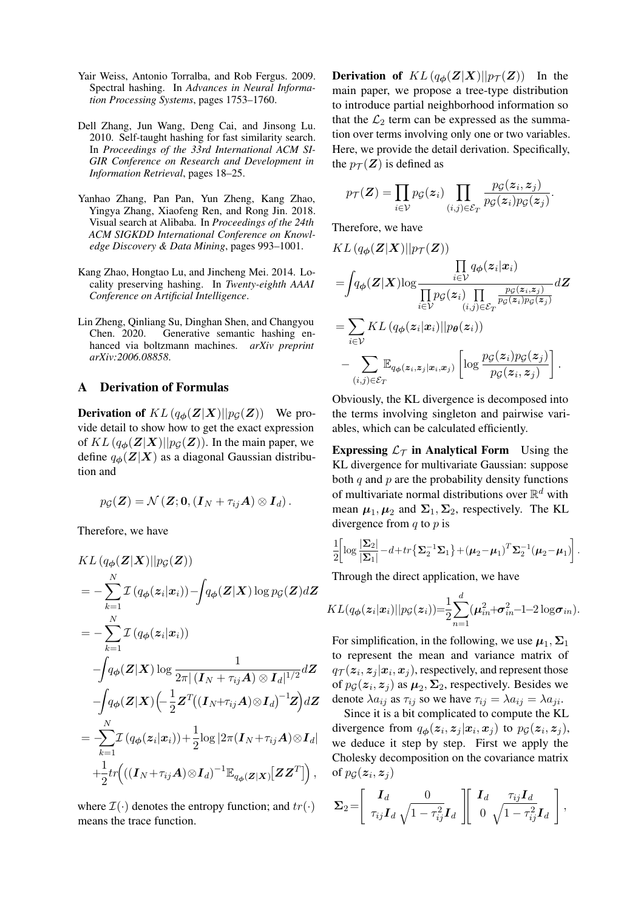Yair Weiss, Antonio Torralba, and Rob Fergus. 2009. Spectral hashing. In *Advances in Neural Information Processing Systems*, pages 1753–1760.

Dell Zhang, Jun Wang, Deng Cai, and Jinsong Lu. 2010. Self-taught hashing for fast similarity search. In *Proceedings of the 33rd International ACM SIGIR Conference on Research and Development in Information Retrieval*, pages 18–25.

Yanhao Zhang, Pan Pan, Yun Zheng, Kang Zhao, Yingya Zhang, Xiaofeng Ren, and Rong Jin. 2018. Visual search at Alibaba. In *Proceedings of the 24th ACM SIGKDD International Conference on Knowledge Discovery & Data Mining*, pages 993–1001.

Kang Zhao, Hongtao Lu, and Jincheng Mei. 2014. Locality preserving hashing. In *Twenty-eighth AAAI Conference on Artificial Intelligence*.

Lin Zheng, Qinliang Su, Dinghan Shen, and Changyou Chen. 2020. Generative semantic hashing enhanced via boltzmann machines. *arXiv preprint arXiv:2006.08858*.

## A Derivation of Formulas

**Derivation of $KL\left(q_{\boldsymbol{\phi}}(\boldsymbol{Z}|\boldsymbol{X})||p_{\mathcal{G}}(\boldsymbol{Z})\right)$** We provide detail to show how to get the exact expression of $KL\left(q_{\boldsymbol{\phi}}(\boldsymbol{Z}|\boldsymbol{X})||p_{\mathcal{G}}(\boldsymbol{Z})\right)$. In the main paper, we define $q_{\boldsymbol{\phi}}(\boldsymbol{Z}|\boldsymbol{X})$ as a diagonal Gaussian distribution and

$$p_{\mathcal{G}}(\boldsymbol{Z}) = \mathcal{N}\left(\boldsymbol{Z}; \boldsymbol{0}, (\boldsymbol{I}_N + \tau_{ij}\boldsymbol{A}) \otimes \boldsymbol{I}_d\right).$$

Therefore, we have

$$\begin{aligned}
&KL\left(q_{\boldsymbol{\phi}}(\boldsymbol{Z}|\boldsymbol{X})||p_{\mathcal{G}}(\boldsymbol{Z})\right) \\
&= -\sum_{k=1}^{N} \mathcal{I}\left(q_{\boldsymbol{\phi}}(\boldsymbol{z}_i|\boldsymbol{x}_i)\right) - \int q_{\boldsymbol{\phi}}(\boldsymbol{Z}|\boldsymbol{X}) \log p_{\mathcal{G}}(\boldsymbol{Z}) d\boldsymbol{Z} \\
&= -\sum_{k=1}^{N} \mathcal{I}\left(q_{\boldsymbol{\phi}}(\boldsymbol{z}_i|\boldsymbol{x}_i)\right) \\
&\quad - \int q_{\boldsymbol{\phi}}(\boldsymbol{Z}|\boldsymbol{X}) \log \frac{1}{2\pi |\left(\boldsymbol{I}_N + \tau_{ij}\boldsymbol{A}\right) \otimes \boldsymbol{I}_d|^{1/2}} d\boldsymbol{Z} \\
&\quad - \int q_{\boldsymbol{\phi}}(\boldsymbol{Z}|\boldsymbol{X}) \Big(-\frac{1}{2}\boldsymbol{Z}^T \big((\boldsymbol{I}_N + \tau_{ij}\boldsymbol{A}) \otimes \boldsymbol{I}_d\big)^{-1} \boldsymbol{Z}\Big) d\boldsymbol{Z} \\
&= -\sum_{k=1}^{N} \mathcal{I}\left(q_{\boldsymbol{\phi}}(\boldsymbol{z}_i|\boldsymbol{x}_i)\right) + \frac{1}{2}\log|2\pi(\boldsymbol{I}_N + \tau_{ij}\boldsymbol{A}) \otimes \boldsymbol{I}_d| \\
&\quad + \frac{1}{2} tr\Big(((\boldsymbol{I}_N + \tau_{ij}\boldsymbol{A}) \otimes \boldsymbol{I}_d)^{-1} \mathbb{E}_{q_{\boldsymbol{\phi}}(\boldsymbol{Z}|\boldsymbol{X})}\big[\boldsymbol{Z}\boldsymbol{Z}^T\big]\Big),
\end{aligned}$$

where $\mathcal{I}(\cdot)$ denotes the entropy function; and $tr(\cdot)$ means the trace function.

**Derivation of $KL\left(q_{\boldsymbol{\phi}}(\boldsymbol{Z}|\boldsymbol{X})||p_{\mathcal{T}}(\boldsymbol{Z})\right)$** In the main paper, we propose a tree-type distribution to introduce partial neighborhood information so that the $\mathcal{L}_2$ term can be expressed as the summation over terms involving only one or two variables. Here, we provide the detail derivation. Specifically, the $p_{\mathcal{T}}(\boldsymbol{Z})$ is defined as

$$p_{\mathcal{T}}(\boldsymbol{Z}) = \prod_{i \in \mathcal{V}} p_{\mathcal{G}}(\boldsymbol{z}_i) \prod_{(i,j) \in \mathcal{E}_T} \frac{p_{\mathcal{G}}(\boldsymbol{z}_i, \boldsymbol{z}_j)}{p_{\mathcal{G}}(\boldsymbol{z}_i) p_{\mathcal{G}}(\boldsymbol{z}_j)}.$$

Therefore, we have

$$\begin{aligned}
&KL\left(q_{\boldsymbol{\phi}}(\boldsymbol{Z}|\boldsymbol{X})||p_{\mathcal{T}}(\boldsymbol{Z})\right) \\
&= \int q_{\boldsymbol{\phi}}(\boldsymbol{Z}|\boldsymbol{X}) \log \frac{\prod_{i \in \mathcal{V}} q_{\boldsymbol{\phi}}(\boldsymbol{z}_i|\boldsymbol{x}_i)}{\prod_{i \in \mathcal{V}} p_{\mathcal{G}}(\boldsymbol{z}_i) \prod_{(i,j) \in \mathcal{E}_T} \frac{p_{\mathcal{G}}(\boldsymbol{z}_i, \boldsymbol{z}_j)}{p_{\mathcal{G}}(\boldsymbol{z}_i) p_{\mathcal{G}}(\boldsymbol{z}_j)}} d\boldsymbol{Z} \\
&= \sum_{i \in \mathcal{V}} KL\left(q_{\boldsymbol{\phi}}(\boldsymbol{z}_i|\boldsymbol{x}_i)||p_{\boldsymbol{\theta}}(\boldsymbol{z}_i)\right) \\
&\quad - \sum_{(i,j) \in \mathcal{E}_T} \mathbb{E}_{q_{\boldsymbol{\phi}}(\boldsymbol{z}_i, \boldsymbol{z}_j|\boldsymbol{x}_i, \boldsymbol{x}_j)}\left[\log \frac{p_{\mathcal{G}}(\boldsymbol{z}_i) p_{\mathcal{G}}(\boldsymbol{z}_j)}{p_{\mathcal{G}}(\boldsymbol{z}_i, \boldsymbol{z}_j)}\right].
\end{aligned}$$

Obviously, the KL divergence is decomposed into the terms involving singleton and pairwise variables, which can be calculated efficiently.

**Expressing $\mathcal{L}_{\mathcal{T}}$ in Analytical Form** Using the KL divergence for multivariate Gaussian: suppose both $q$ and $p$ are the probability density functions of multivariate normal distributions over $\mathbb{R}^d$ with mean $\boldsymbol{\mu}_1, \boldsymbol{\mu}_2$ and $\boldsymbol{\Sigma}_1, \boldsymbol{\Sigma}_2$, respectively. The KL divergence from $q$ to $p$ is

$$\frac{1}{2}\left[\log \frac{|\boldsymbol{\Sigma}_2|}{|\boldsymbol{\Sigma}_1|} - d + tr\{\boldsymbol{\Sigma}_2^{-1}\boldsymbol{\Sigma}_1\} + (\boldsymbol{\mu}_2 - \boldsymbol{\mu}_1)^T \boldsymbol{\Sigma}_2^{-1} (\boldsymbol{\mu}_2 - \boldsymbol{\mu}_1)\right].$$

Through the direct application, we have

$$KL(q_{\boldsymbol{\phi}}(\boldsymbol{z}_i|\boldsymbol{x}_i)||p_{\mathcal{G}}(\boldsymbol{z}_i)) = \frac{1}{2}\sum_{n=1}^{d}(\boldsymbol{\mu}_{in}^2 + \boldsymbol{\sigma}_{in}^2 - 1 - 2\log \boldsymbol{\sigma}_{in}).$$

For simplification, in the following, we use $\boldsymbol{\mu}_1, \boldsymbol{\Sigma}_1$ to represent the mean and variance matrix of $q_{\mathcal{T}}(\boldsymbol{z}_i, \boldsymbol{z}_j|\boldsymbol{x}_i, \boldsymbol{x}_j)$, respectively, and represent those of $p_{\mathcal{G}}(\boldsymbol{z}_i, \boldsymbol{z}_j)$ as $\boldsymbol{\mu}_2, \boldsymbol{\Sigma}_2$, respectively. Besides we denote $\lambda a_{ij}$ as $\tau_{ij}$ so we have $\tau_{ij} = \lambda a_{ij} = \lambda a_{ji}$.

Since it is a bit complicated to compute the KL divergence from $q_{\boldsymbol{\phi}}(\boldsymbol{z}_i, \boldsymbol{z}_j|\boldsymbol{x}_i, \boldsymbol{x}_j)$ to $p_{\mathcal{G}}(\boldsymbol{z}_i, \boldsymbol{z}_j)$, we deduce it step by step. First we apply the Cholesky decomposition on the covariance matrix of $p_{\mathcal{G}}(\boldsymbol{z}_i, \boldsymbol{z}_j)$

$$\boldsymbol{\Sigma}_2 = \begin{bmatrix} \boldsymbol{I}_d & 0 \\ \tau_{ij}\boldsymbol{I}_d & \sqrt{1-\tau_{ij}^2}\boldsymbol{I}_d \end{bmatrix} \begin{bmatrix} \boldsymbol{I}_d & \tau_{ij}\boldsymbol{I}_d \\ 0 & \sqrt{1-\tau_{ij}^2}\boldsymbol{I}_d \end{bmatrix},$$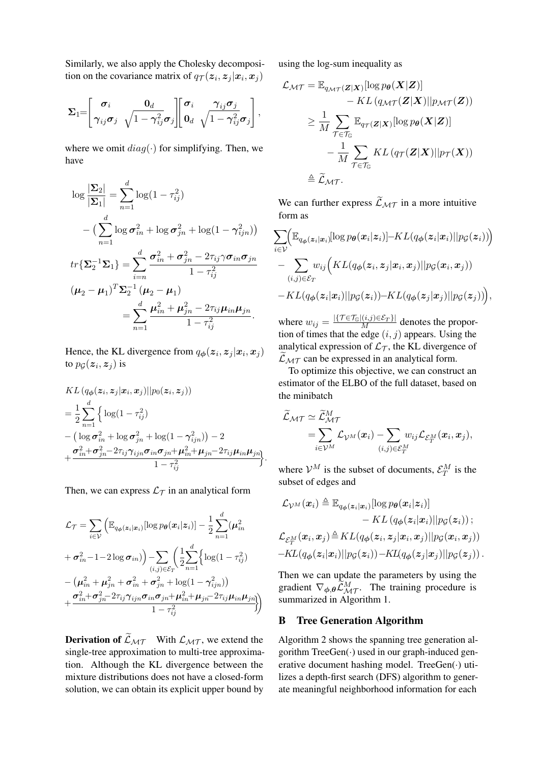Similarly, we also apply the Cholesky decomposition on the covariance matrix of $q_{\mathcal{T}}(\boldsymbol{z}_i, \boldsymbol{z}_j|\boldsymbol{x}_i, \boldsymbol{x}_j)$

$$
\boldsymbol{\Sigma}_1 = \begin{bmatrix} \boldsymbol{\sigma}_i & \mathbf{0}_d \\ \boldsymbol{\gamma}_{ij}\boldsymbol{\sigma}_j & \sqrt{1-\boldsymbol{\gamma}_{ij}^2}\boldsymbol{\sigma}_j \end{bmatrix} \begin{bmatrix} \boldsymbol{\sigma}_i & \boldsymbol{\gamma}_{ij}\boldsymbol{\sigma}_j \\ \mathbf{0}_d & \sqrt{1-\boldsymbol{\gamma}_{ij}^2}\boldsymbol{\sigma}_j \end{bmatrix},
$$

where we omit $diag(\cdot)$ for simplifying. Then, we have

$$
\begin{aligned}
\log \frac{|\boldsymbol{\Sigma}_2|}{|\boldsymbol{\Sigma}_1|} &= \sum_{n=1}^{d} \log(1-\tau_{ij}^2) \\
&\quad - \big(\sum_{n=1}^{d} \log \boldsymbol{\sigma}_{in}^2 + \log \boldsymbol{\sigma}_{jn}^2 + \log(1-\boldsymbol{\gamma}_{ijn}^2)\big) \\
tr\{\boldsymbol{\Sigma}_2^{-1}\boldsymbol{\Sigma}_1\} &= \sum_{i=n}^{d} \frac{\boldsymbol{\sigma}_{in}^2 + \boldsymbol{\sigma}_{jn}^2 - 2\tau_{ij}\gamma\boldsymbol{\sigma}_{in}\boldsymbol{\sigma}_{jn}}{1-\tau_{ij}^2} \\
(\boldsymbol{\mu}_2 - \boldsymbol{\mu}_1)^T \boldsymbol{\Sigma}_2^{-1} (\boldsymbol{\mu}_2 - \boldsymbol{\mu}_1) &= \sum_{n=1}^{d} \frac{\boldsymbol{\mu}_{in}^2 + \boldsymbol{\mu}_{jn}^2 - 2\tau_{ij}\boldsymbol{\mu}_{in}\boldsymbol{\mu}_{jn}}{1-\tau_{ij}^2}.
\end{aligned}
$$

Hence, the KL divergence from $q_{\boldsymbol{\phi}}(\boldsymbol{z}_i, \boldsymbol{z}_j|\boldsymbol{x}_i, \boldsymbol{x}_j)$ to $p_{\mathcal{G}}(\boldsymbol{z}_i, \boldsymbol{z}_j)$ is

$$
\begin{aligned}
&KL\left(q_{\boldsymbol{\phi}}(\boldsymbol{z}_i, \boldsymbol{z}_j|\boldsymbol{x}_i, \boldsymbol{x}_j)||p_0(\boldsymbol{z}_i, \boldsymbol{z}_j)\right) \\
&= \frac{1}{2}\sum_{n=1}^{d} \Big\{ \log(1-\tau_{ij}^2) \\
&- \big(\log \boldsymbol{\sigma}_{in}^2 + \log \boldsymbol{\sigma}_{jn}^2 + \log(1-\boldsymbol{\gamma}_{ijn}^2)\big) - 2 \\
&+ \frac{\boldsymbol{\sigma}_{in}^2 + \boldsymbol{\sigma}_{jn}^2 - 2\tau_{ij}\boldsymbol{\gamma}_{ijn}\boldsymbol{\sigma}_{in}\boldsymbol{\sigma}_{jn} + \boldsymbol{\mu}_{in}^2 + \boldsymbol{\mu}_{jn} - 2\tau_{ij}\boldsymbol{\mu}_{in}\boldsymbol{\mu}_{jn}}{1-\tau_{ij}^2}\Big\}.
\end{aligned}
$$

Then, we can express $\mathcal{L}_{\mathcal{T}}$ in an analytical form

$$
\begin{aligned}
\mathcal{L}_{\mathcal{T}} &= \sum_{i\in\mathcal{V}} \Big(\mathbb{E}_{q_{\boldsymbol{\phi}}(\boldsymbol{z}_i|\boldsymbol{x}_i)}[\log p_{\boldsymbol{\theta}}(\boldsymbol{x}_i|\boldsymbol{z}_i)] - \frac{1}{2}\sum_{n=1}^{d}(\boldsymbol{\mu}_{in}^2 \\
&+ \boldsymbol{\sigma}_{in}^2 - 1 - 2\log \boldsymbol{\sigma}_{in})\Big) - \sum_{(i,j)\in\mathcal{E}_T} \Big(\frac{1}{2}\sum_{n=1}^{d}\Big\{\log(1-\tau_{ij}^2) \\
&- \big(\boldsymbol{\mu}_{in}^2 + \boldsymbol{\mu}_{jn}^2 + \boldsymbol{\sigma}_{in}^2 + \boldsymbol{\sigma}_{jn}^2 + \log(1-\boldsymbol{\gamma}_{ijn}^2)\big) \\
&+ \frac{\boldsymbol{\sigma}_{in}^2 + \boldsymbol{\sigma}_{jn}^2 - 2\tau_{ij}\boldsymbol{\gamma}_{ijn}\boldsymbol{\sigma}_{in}\boldsymbol{\sigma}_{jn} + \boldsymbol{\mu}_{in}^2 + \boldsymbol{\mu}_{jn} - 2\tau_{ij}\boldsymbol{\mu}_{in}\boldsymbol{\mu}_{jn}}{1-\tau_{ij}^2}\Big\}\Big)
\end{aligned}
$$

**Derivation of $\widetilde{\mathcal{L}}_{\mathcal{MT}}$** With $\mathcal{L}_{\mathcal{MT}}$, we extend the single-tree approximation to multi-tree approximation. Although the KL divergence between the mixture distributions does not have a closed-form solution, we can obtain its explicit upper bound by using the log-sum inequality as

$$
\begin{aligned}
\mathcal{L}_{\mathcal{MT}} &= \mathbb{E}_{q_{\mathcal{MT}}(\boldsymbol{Z}|\boldsymbol{X})}[\log p_{\boldsymbol{\theta}}(\boldsymbol{X}|\boldsymbol{Z})] \\
&\quad - KL\left(q_{\mathcal{MT}}(\boldsymbol{Z}|\boldsymbol{X})||p_{\mathcal{MT}}(\boldsymbol{Z})\right) \\
&\geq \frac{1}{M}\sum_{\mathcal{T}\in\mathcal{T}_{\mathbb{G}}} \mathbb{E}_{q_{\mathcal{T}}(\boldsymbol{Z}|\boldsymbol{X})}[\log p_{\boldsymbol{\theta}}(\boldsymbol{X}|\boldsymbol{Z})] \\
&\quad - \frac{1}{M}\sum_{\mathcal{T}\in\mathcal{T}_{\mathbb{G}}} KL\left(q_{\mathcal{T}}(\boldsymbol{Z}|\boldsymbol{X})||p_{\mathcal{T}}(\boldsymbol{X})\right) \\
&\triangleq \widetilde{\mathcal{L}}_{\mathcal{MT}}.
\end{aligned}
$$

We can further express $\widetilde{\mathcal{L}}_{\mathcal{MT}}$ in a more intuitive form as

$$
\begin{aligned}
&\sum_{i\in\mathcal{V}}\Big(\mathbb{E}_{q_{\boldsymbol{\phi}}(\boldsymbol{z}_i|\boldsymbol{x}_i)}[\log p_{\boldsymbol{\theta}}(\boldsymbol{x}_i|\boldsymbol{z}_i)] - KL(q_{\boldsymbol{\phi}}(\boldsymbol{z}_i|\boldsymbol{x}_i)||p_{\mathcal{G}}(\boldsymbol{z}_i))\Big) \\
&- \sum_{(i,j)\in\mathcal{E}_T} w_{ij}\Big(KL(q_{\boldsymbol{\phi}}(\boldsymbol{z}_i, \boldsymbol{z}_j|\boldsymbol{x}_i, \boldsymbol{x}_j)||p_{\mathcal{G}}(\boldsymbol{x}_i, \boldsymbol{x}_j)) \\
&- KL(q_{\boldsymbol{\phi}}(\boldsymbol{z}_i|\boldsymbol{x}_i)||p_{\mathcal{G}}(\boldsymbol{z}_i)) - KL(q_{\boldsymbol{\phi}}(\boldsymbol{z}_j|\boldsymbol{x}_j)||p_{\mathcal{G}}(\boldsymbol{z}_j))\Big),
\end{aligned}
$$

where $w_{ij} = \frac{|\{\mathcal{T}\in\mathcal{T}_{\mathbb{G}}|(i,j)\in\mathcal{E}_T\}|}{M}$ denotes the proportion of times that the edge $(i, j)$ appears. Using the analytical expression of $\mathcal{L}_{\mathcal{T}}$, the KL divergence of $\widetilde{\mathcal{L}}_{\mathcal{MT}}$ can be expressed in an analytical form.

To optimize this objective, we can construct an estimator of the ELBO of the full dataset, based on the minibatch

$$
\begin{aligned}
\widetilde{\mathcal{L}}_{\mathcal{MT}} &\simeq \widetilde{\mathcal{L}}_{\mathcal{MT}}^{M} \\
&= \sum_{i\in\mathcal{V}^M} \mathcal{L}_{\mathcal{V}^M}(\boldsymbol{x}_i) - \sum_{(i,j)\in\mathcal{E}_T^M} w_{ij}\mathcal{L}_{\mathcal{E}_T^M}(\boldsymbol{x}_i, \boldsymbol{x}_j),
\end{aligned}
$$

where $\mathcal{V}^M$ is the subset of documents, $\mathcal{E}_T^M$ is the subset of edges and

$$
\begin{aligned}
\mathcal{L}_{\mathcal{V}^M}(\boldsymbol{x}_i) &\triangleq \mathbb{E}_{q_{\boldsymbol{\phi}}(\boldsymbol{z}_i|\boldsymbol{x}_i)}[\log p_{\boldsymbol{\theta}}(\boldsymbol{x}_i|\boldsymbol{z}_i)] \\
&\quad - KL\left(q_{\boldsymbol{\phi}}(\boldsymbol{z}_i|\boldsymbol{x}_i)||p_{\mathcal{G}}(\boldsymbol{z}_i)\right); \\
\mathcal{L}_{\mathcal{E}_T^M}(\boldsymbol{x}_i, \boldsymbol{x}_j) &\triangleq KL(q_{\boldsymbol{\phi}}(\boldsymbol{z}_i, \boldsymbol{z}_j|\boldsymbol{x}_i, \boldsymbol{x}_j)||p_{\mathcal{G}}(\boldsymbol{x}_i, \boldsymbol{x}_j)) \\
&- KL(q_{\boldsymbol{\phi}}(\boldsymbol{z}_i|\boldsymbol{x}_i)||p_{\mathcal{G}}(\boldsymbol{z}_i)) - KL(q_{\boldsymbol{\phi}}(\boldsymbol{z}_j|\boldsymbol{x}_j)||p_{\mathcal{G}}(\boldsymbol{z}_j)).
\end{aligned}
$$

Then we can update the parameters by using the gradient $\nabla_{\boldsymbol{\phi},\boldsymbol{\theta}}\widetilde{\mathcal{L}}_{\mathcal{MT}}^{M}$. The training procedure is summarized in Algorithm 1.

## B Tree Generation Algorithm

Algorithm 2 shows the spanning tree generation algorithm TreeGen($\cdot$) used in our graph-induced generative document hashing model. TreeGen($\cdot$) utilizes a depth-first search (DFS) algorithm to generate meaningful neighborhood information for each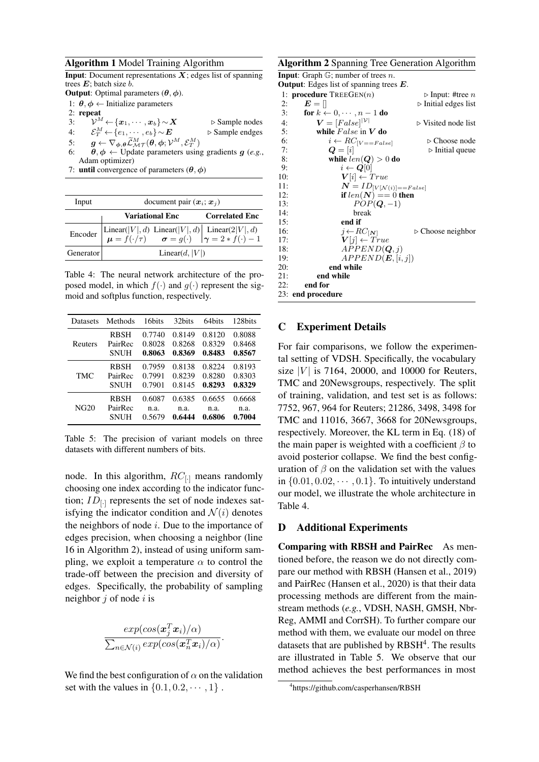**Algorithm 1** Model Training Algorithm

**Input**: Document representations $\boldsymbol{X}$; edges list of spanning trees $\boldsymbol{E}$; batch size $b$.
**Output**: Optimal parameters $(\boldsymbol{\theta}, \boldsymbol{\phi})$.

```
1: θ, φ ← Initialize parameters
2: repeat
3:   V^M ← {x_1, ···, x_b} ~ X                         ▷ Sample nodes
4:   E_T^M ← {e_1, ···, e_b} ~ E                        ▷ Sample endges
5:   g ← ∇_{φ,θ} L̃_{MT}^M(θ, φ; V^M, E_T^M)
6:   θ, φ ← Update parameters using gradients g (e.g., Adam optimizer)
7: until convergence of parameters (θ, φ)
```

| Input | document pair $(\boldsymbol{x}_i; \boldsymbol{x}_j)$ | | |
|---|---|---|---|
| | **Variational Enc** | | **Correlated Enc** |
| Encoder | Linear$(\|V\|, d)$ $\boldsymbol{\mu} = f(\cdot/\tau)$ | Linear$(\|V\|, d)$ $\boldsymbol{\sigma} = g(\cdot)$ | Linear$(2\|V\|, d)$ $\boldsymbol{\gamma} = 2 * f(\cdot) - 1$ |
| Generator | Linear$(d, \|V\|)$ | | |

Table 4: The neural network architecture of the proposed model, in which $f(\cdot)$ and $g(\cdot)$ represent the sigmoid and softplus function, respectively.

| Datasets | Methods | 16bits | 32bits | 64bits | 128bits |
|---|---|---|---|---|---|
| Reuters | RBSH | 0.7740 | 0.8149 | 0.8120 | 0.8088 |
| | PairRec | 0.8028 | 0.8268 | 0.8329 | 0.8468 |
| | SNUH | **0.8063** | **0.8369** | **0.8483** | **0.8567** |
| TMC | RBSH | 0.7959 | 0.8138 | 0.8224 | 0.8193 |
| | PairRec | 0.7991 | 0.8239 | 0.8280 | 0.8303 |
| | SNUH | 0.7901 | 0.8145 | **0.8293** | **0.8329** |
| NG20 | RBSH | 0.6087 | 0.6385 | 0.6655 | 0.6668 |
| | PairRec | n.a. | n.a. | n.a. | n.a. |
| | SNUH | 0.5679 | **0.6444** | **0.6806** | **0.7004** |

Table 5: The precision of variant models on three datasets with different numbers of bits.

node. In this algorithm, $RC_{[\cdot]}$ means randomly choosing one index according to the indicator function; $ID_{[\cdot]}$ represents the set of node indexes satisfying the indicator condition and $\mathcal{N}(i)$ denotes the neighbors of node $i$. Due to the importance of edges precision, when choosing a neighbor (line 16 in Algorithm 2), instead of using uniform sampling, we exploit a temperature $\alpha$ to control the trade-off between the precision and diversity of edges. Specifically, the probability of sampling neighbor $j$ of node $i$ is

$$\frac{exp(cos(\boldsymbol{x}_j^T \boldsymbol{x}_i)/\alpha)}{\sum_{n \in \mathcal{N}(i)} exp(cos(\boldsymbol{x}_n^T \boldsymbol{x}_i)/\alpha)}.$$

We find the best configuration of $\alpha$ on the validation set with the values in $\{0.1, 0.2, \cdots, 1\}$ .

**Algorithm 2** Spanning Tree Generation Algorithm

**Input**: Graph $\mathbb{G}$; number of trees $n$.
**Output**: Edges list of spanning trees $\boldsymbol{E}$.

```
1: procedure TREEGEN(n)                               ▷ Input: #tree n
2:   E = []                                           ▷ Initial edges list
3:   for k ← 0, ···, n − 1 do
4:     V = [False]^{|V|}                              ▷ Visited node list
5:     while False in V do
6:       i ← RC_[V==False]                            ▷ Choose node
7:       Q = [i]                                      ▷ Initial queue
8:       while len(Q) > 0 do
9:         i ← Q[0]
10:        V[i] ← True
11:        N = ID_[V[N(i)]==False]
12:        if len(N) == 0 then
13:          POP(Q, −1)
14:          break
15:        end if
16:        j ← RC_[N]                                 ▷ Choose neighbor
17:        V[j] ← True
18:        APPEND(Q, j)
19:        APPEND(E, [i, j])
20:      end while
21:    end while
22:  end for
23: end procedure
```

## C Experiment Details

For fair comparisons, we follow the experimental setting of VDSH. Specifically, the vocabulary size $|V|$ is 7164, 20000, and 10000 for Reuters, TMC and 20Newsgroups, respectively. The split of training, validation, and test set is as follows: 7752, 967, 964 for Reuters; 21286, 3498, 3498 for TMC and 11016, 3667, 3668 for 20Newsgroups, respectively. Moreover, the KL term in Eq. (18) of the main paper is weighted with a coefficient $\beta$ to avoid posterior collapse. We find the best configuration of $\beta$ on the validation set with the values in $\{0.01, 0.02, \cdots, 0.1\}$. To intuitively understand our model, we illustrate the whole architecture in Table 4.

## D Additional Experiments

**Comparing with RBSH and PairRec** As mentioned before, the reason we do not directly compare our method with RBSH (Hansen et al., 2019) and PairRec (Hansen et al., 2020) is that their data processing methods are different from the mainstream methods (*e.g.*, VDSH, NASH, GMSH, NbrReg, AMMI and CorrSH). To further compare our method with them, we evaluate our model on three datasets that are published by RBSH[4]. The results are illustrated in Table 5. We observe that our method achieves the best performances in most

[4] https://github.com/casperhansen/RBSH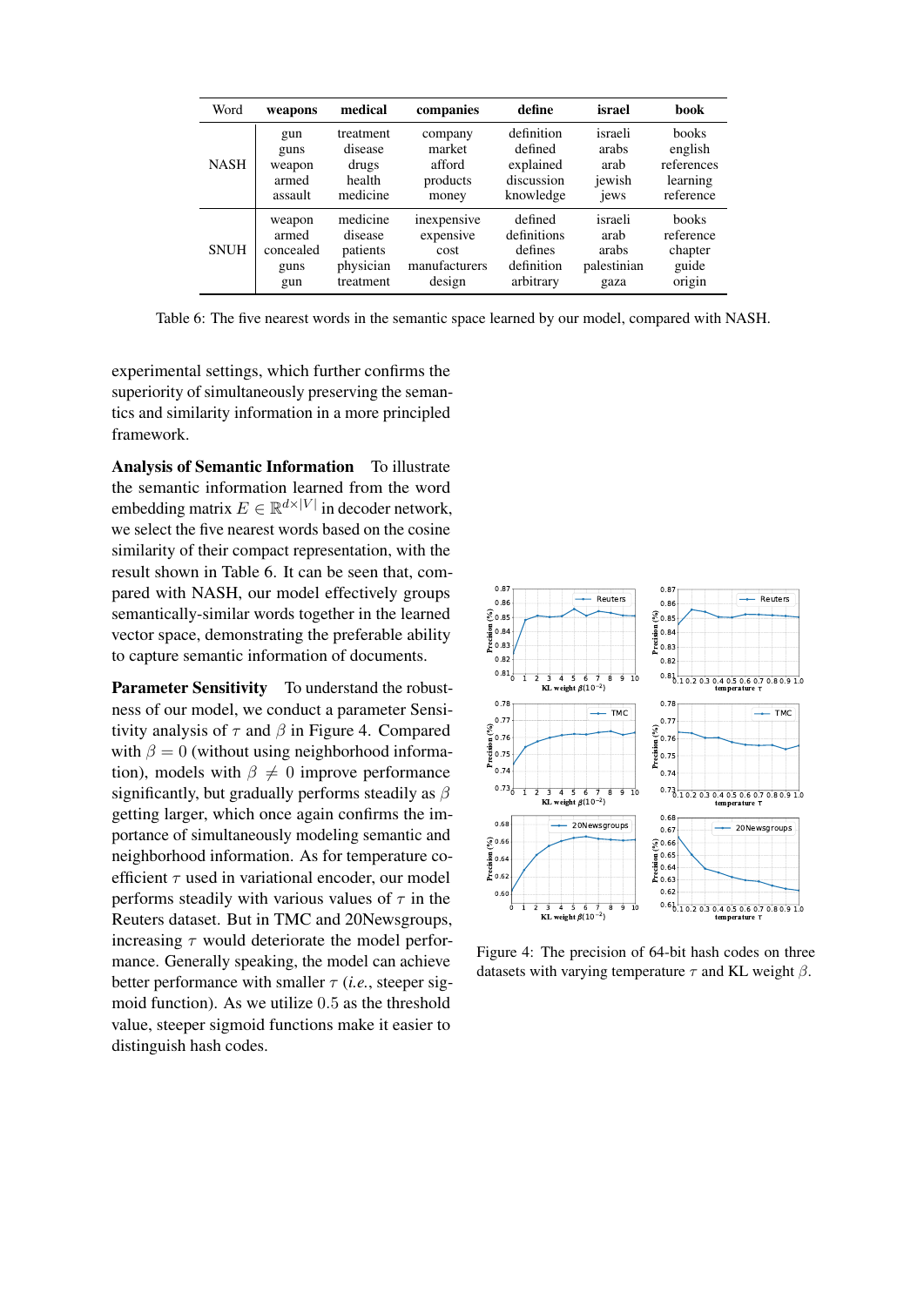| Word | **weapons** | **medical** | **companies** | **define** | **israel** | **book** |
|---|---|---|---|---|---|---|
| NASH | gun<br>guns<br>weapon<br>armed<br>assault | treatment<br>disease<br>drugs<br>health<br>medicine | company<br>market<br>afford<br>products<br>money | definition<br>defined<br>explained<br>discussion<br>knowledge | israeli<br>arabs<br>arab<br>jewish<br>jews | books<br>english<br>references<br>learning<br>reference |
| SNUH | weapon<br>armed<br>concealed<br>guns<br>gun | medicine<br>disease<br>patients<br>physician<br>treatment | inexpensive<br>expensive<br>cost<br>manufacturers<br>design | defined<br>definitions<br>defines<br>definition<br>arbitrary | israeli<br>arab<br>arabs<br>palestinian<br>gaza | books<br>reference<br>chapter<br>guide<br>origin |

Table 6: The five nearest words in the semantic space learned by our model, compared with NASH.

experimental settings, which further confirms the superiority of simultaneously preserving the semantics and similarity information in a more principled framework.

**Analysis of Semantic Information** To illustrate the semantic information learned from the word embedding matrix $E \in \mathbb{R}^{d \times |V|}$ in decoder network, we select the five nearest words based on the cosine similarity of their compact representation, with the result shown in Table 6. It can be seen that, compared with NASH, our model effectively groups semantically-similar words together in the learned vector space, demonstrating the preferable ability to capture semantic information of documents.

**Parameter Sensitivity** To understand the robustness of our model, we conduct a parameter Sensitivity analysis of $\tau$ and $\beta$ in Figure 4. Compared with $\beta = 0$ (without using neighborhood information), models with $\beta \neq 0$ improve performance significantly, but gradually performs steadily as $\beta$ getting larger, which once again confirms the importance of simultaneously modeling semantic and neighborhood information. As for temperature coefficient $\tau$ used in variational encoder, our model performs steadily with various values of $\tau$ in the Reuters dataset. But in TMC and 20Newsgroups, increasing $\tau$ would deteriorate the model performance. Generally speaking, the model can achieve better performance with smaller $\tau$ (*i.e.*, steeper sigmoid function). As we utilize 0.5 as the threshold value, steeper sigmoid functions make it easier to distinguish hash codes.

Reuters
Precision (%)
KL weight $\beta(10^{-2})$
temperature $\tau$
TMC
20Newsgroups

Figure 4: The precision of 64-bit hash codes on three datasets with varying temperature $\tau$ and KL weight $\beta$.